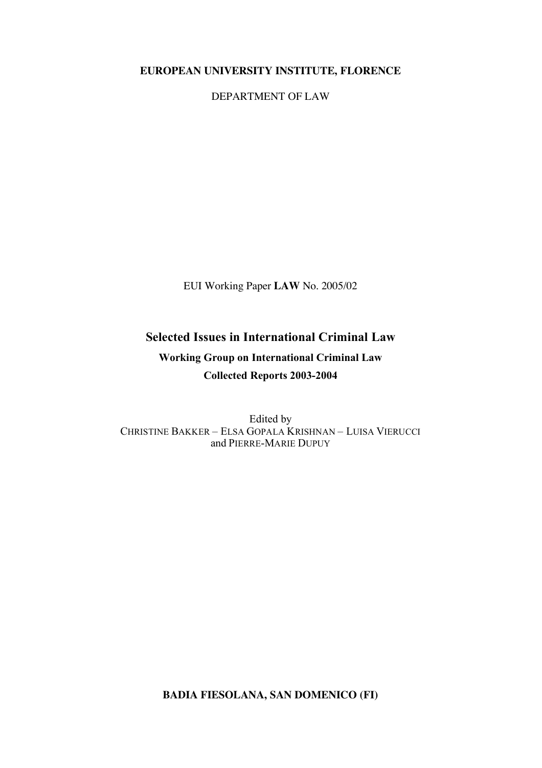**EUROPEAN UNIVERSITY INSTITUTE, FLORENCE**

DEPARTMENT OF LAW

EUI Working Paper **LAW** No. 2005/02

# Selected Issues in International Criminal Law

## Working Group on International Criminal Law

## Collected Reports 2003-2004

Edited by
CHRISTINE BAKKER – ELSA GOPALA KRISHNAN – LUISA VIERUCCI
and PIERRE-MARIE DUPUY

**BADIA FIESOLANA, SAN DOMENICO (FI)**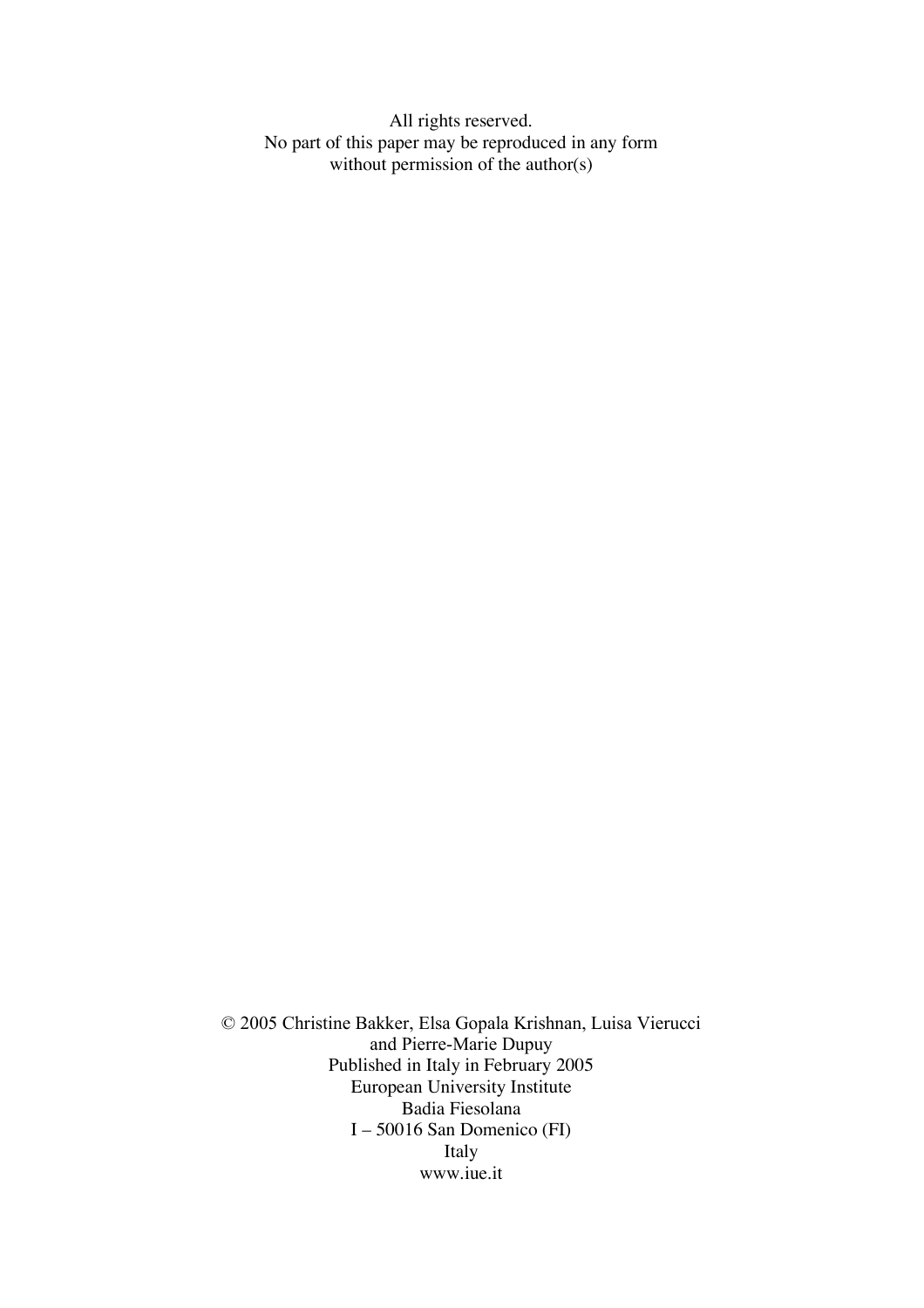All rights reserved.
No part of this paper may be reproduced in any form
without permission of the author(s)

© 2005 Christine Bakker, Elsa Gopala Krishnan, Luisa Vierucci
and Pierre-Marie Dupuy
Published in Italy in February 2005
European University Institute
Badia Fiesolana
I – 50016 San Domenico (FI)
Italy
www.iue.it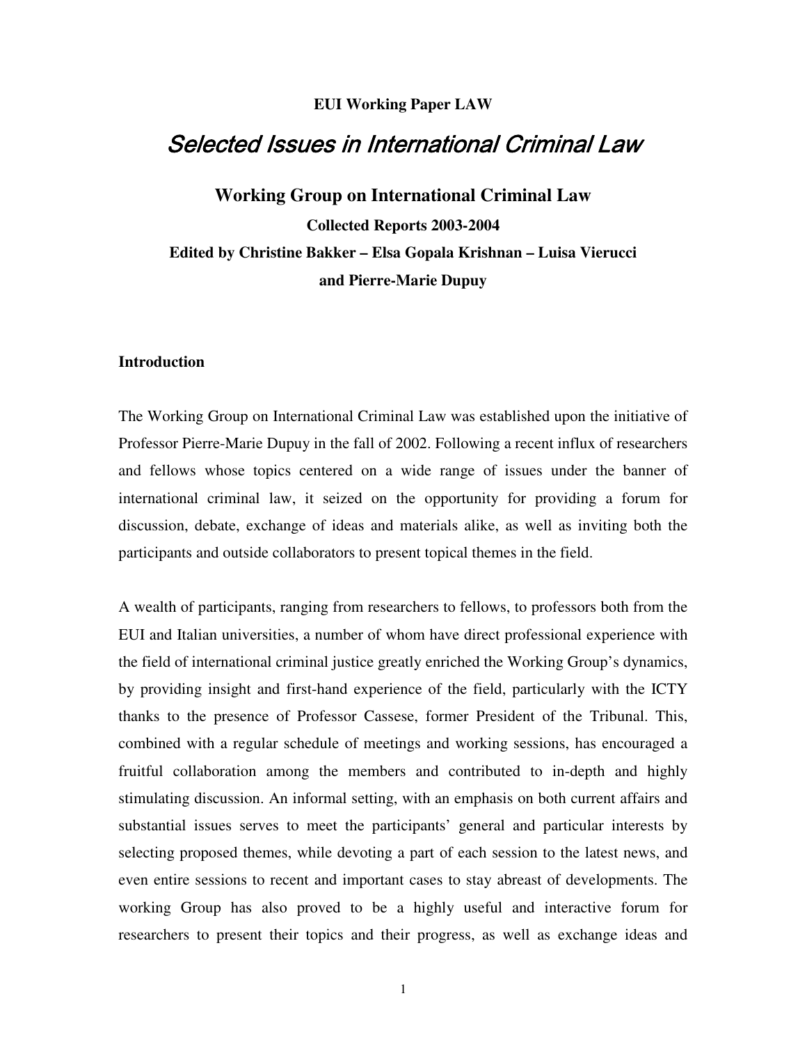**EUI Working Paper LAW**

# *Selected Issues in International Criminal Law*

## Working Group on International Criminal Law

**Collected Reports 2003-2004**

**Edited by Christine Bakker – Elsa Gopala Krishnan – Luisa Vierucci and Pierre-Marie Dupuy**

### Introduction

The Working Group on International Criminal Law was established upon the initiative of Professor Pierre-Marie Dupuy in the fall of 2002. Following a recent influx of researchers and fellows whose topics centered on a wide range of issues under the banner of international criminal law, it seized on the opportunity for providing a forum for discussion, debate, exchange of ideas and materials alike, as well as inviting both the participants and outside collaborators to present topical themes in the field.

A wealth of participants, ranging from researchers to fellows, to professors both from the EUI and Italian universities, a number of whom have direct professional experience with the field of international criminal justice greatly enriched the Working Group's dynamics, by providing insight and first-hand experience of the field, particularly with the ICTY thanks to the presence of Professor Cassese, former President of the Tribunal. This, combined with a regular schedule of meetings and working sessions, has encouraged a fruitful collaboration among the members and contributed to in-depth and highly stimulating discussion. An informal setting, with an emphasis on both current affairs and substantial issues serves to meet the participants' general and particular interests by selecting proposed themes, while devoting a part of each session to the latest news, and even entire sessions to recent and important cases to stay abreast of developments. The working Group has also proved to be a highly useful and interactive forum for researchers to present their topics and their progress, as well as exchange ideas and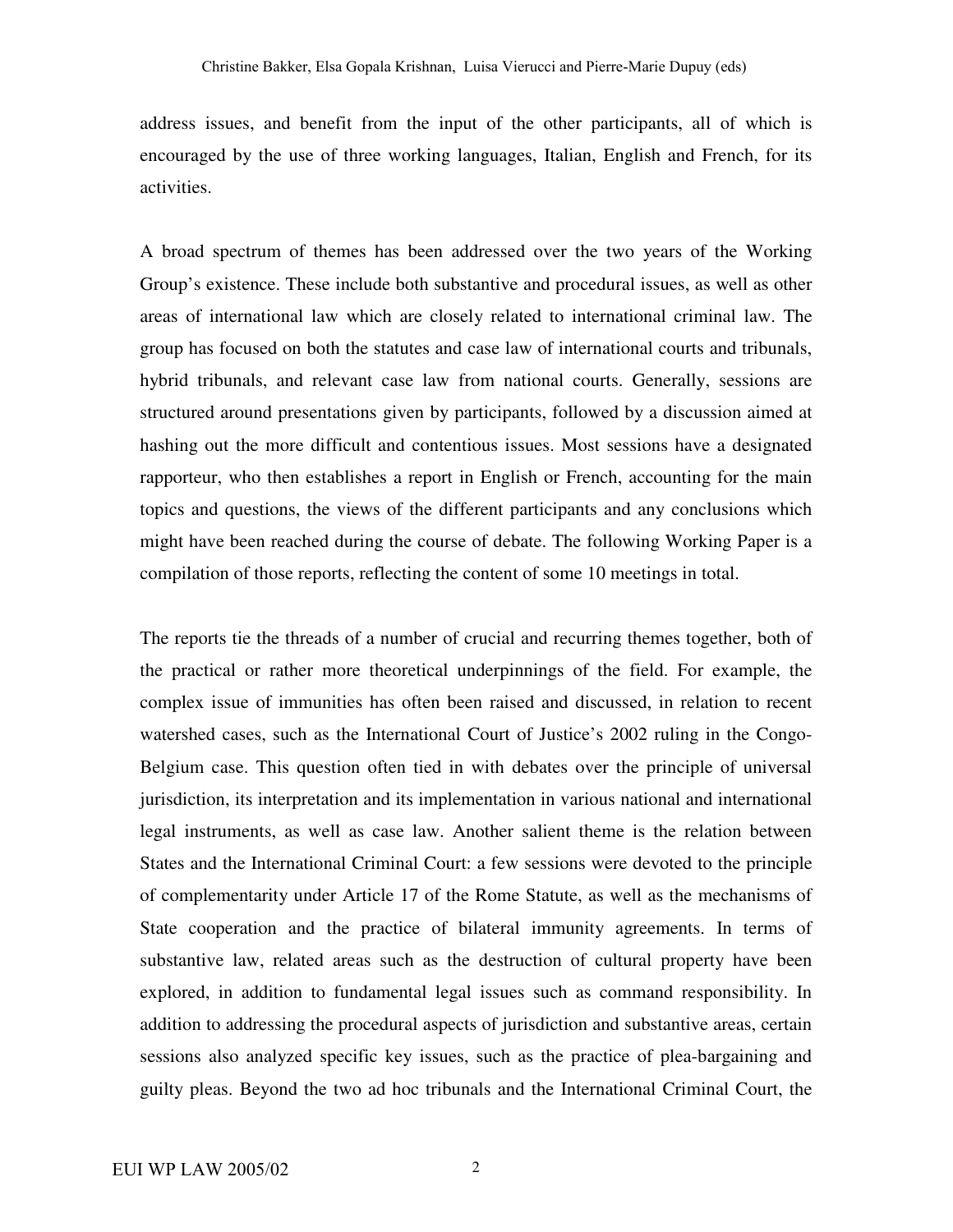address issues, and benefit from the input of the other participants, all of which is encouraged by the use of three working languages, Italian, English and French, for its activities.

A broad spectrum of themes has been addressed over the two years of the Working Group's existence. These include both substantive and procedural issues, as well as other areas of international law which are closely related to international criminal law. The group has focused on both the statutes and case law of international courts and tribunals, hybrid tribunals, and relevant case law from national courts. Generally, sessions are structured around presentations given by participants, followed by a discussion aimed at hashing out the more difficult and contentious issues. Most sessions have a designated rapporteur, who then establishes a report in English or French, accounting for the main topics and questions, the views of the different participants and any conclusions which might have been reached during the course of debate. The following Working Paper is a compilation of those reports, reflecting the content of some 10 meetings in total.

The reports tie the threads of a number of crucial and recurring themes together, both of the practical or rather more theoretical underpinnings of the field. For example, the complex issue of immunities has often been raised and discussed, in relation to recent watershed cases, such as the International Court of Justice's 2002 ruling in the Congo-Belgium case. This question often tied in with debates over the principle of universal jurisdiction, its interpretation and its implementation in various national and international legal instruments, as well as case law. Another salient theme is the relation between States and the International Criminal Court: a few sessions were devoted to the principle of complementarity under Article 17 of the Rome Statute, as well as the mechanisms of State cooperation and the practice of bilateral immunity agreements. In terms of substantive law, related areas such as the destruction of cultural property have been explored, in addition to fundamental legal issues such as command responsibility. In addition to addressing the procedural aspects of jurisdiction and substantive areas, certain sessions also analyzed specific key issues, such as the practice of plea-bargaining and guilty pleas. Beyond the two ad hoc tribunals and the International Criminal Court, the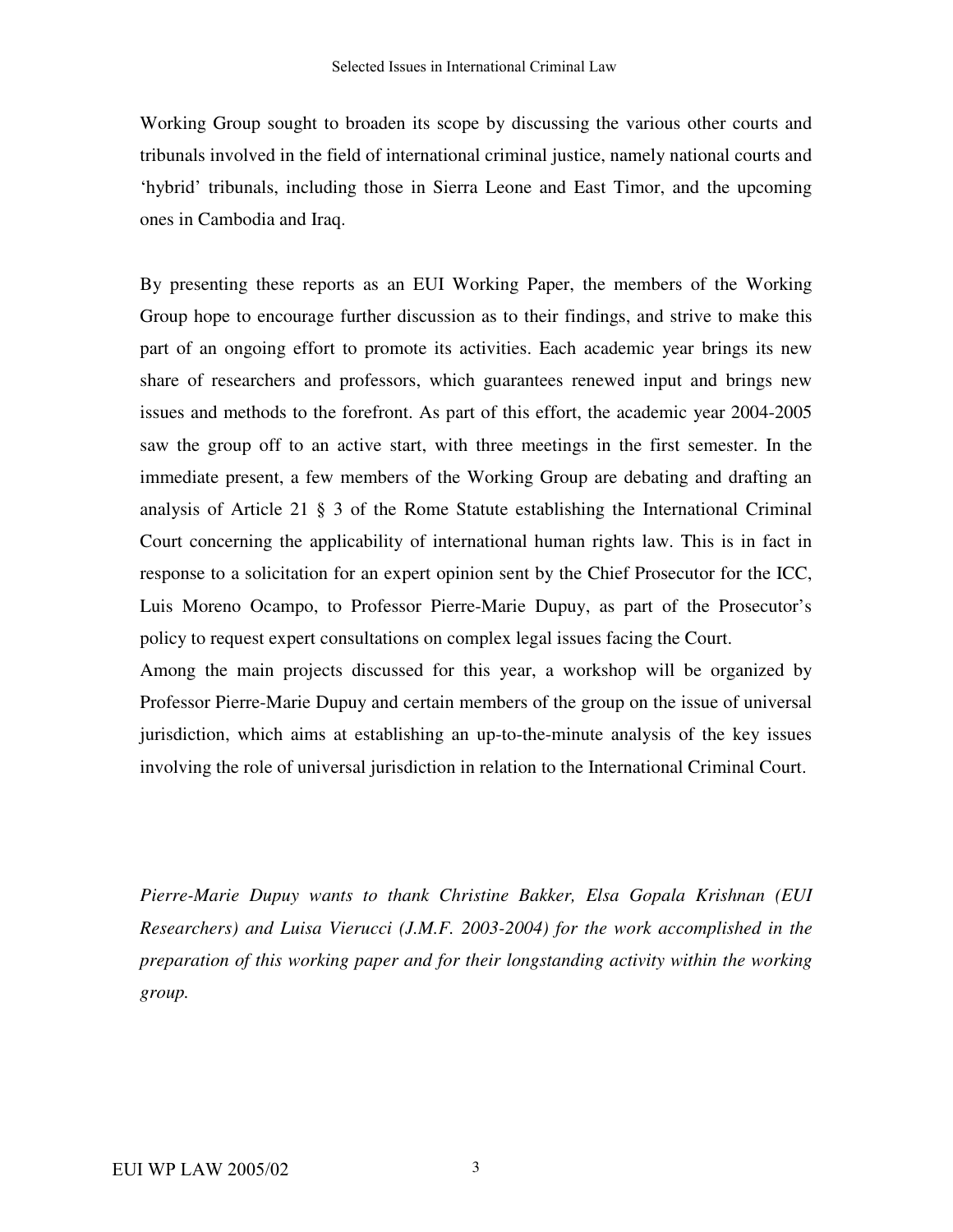Working Group sought to broaden its scope by discussing the various other courts and tribunals involved in the field of international criminal justice, namely national courts and 'hybrid' tribunals, including those in Sierra Leone and East Timor, and the upcoming ones in Cambodia and Iraq.

By presenting these reports as an EUI Working Paper, the members of the Working Group hope to encourage further discussion as to their findings, and strive to make this part of an ongoing effort to promote its activities. Each academic year brings its new share of researchers and professors, which guarantees renewed input and brings new issues and methods to the forefront. As part of this effort, the academic year 2004-2005 saw the group off to an active start, with three meetings in the first semester. In the immediate present, a few members of the Working Group are debating and drafting an analysis of Article 21 § 3 of the Rome Statute establishing the International Criminal Court concerning the applicability of international human rights law. This is in fact in response to a solicitation for an expert opinion sent by the Chief Prosecutor for the ICC, Luis Moreno Ocampo, to Professor Pierre-Marie Dupuy, as part of the Prosecutor's policy to request expert consultations on complex legal issues facing the Court.
Among the main projects discussed for this year, a workshop will be organized by Professor Pierre-Marie Dupuy and certain members of the group on the issue of universal jurisdiction, which aims at establishing an up-to-the-minute analysis of the key issues involving the role of universal jurisdiction in relation to the International Criminal Court.

*Pierre-Marie Dupuy wants to thank Christine Bakker, Elsa Gopala Krishnan (EUI Researchers) and Luisa Vierucci (J.M.F. 2003-2004) for the work accomplished in the preparation of this working paper and for their longstanding activity within the working group.*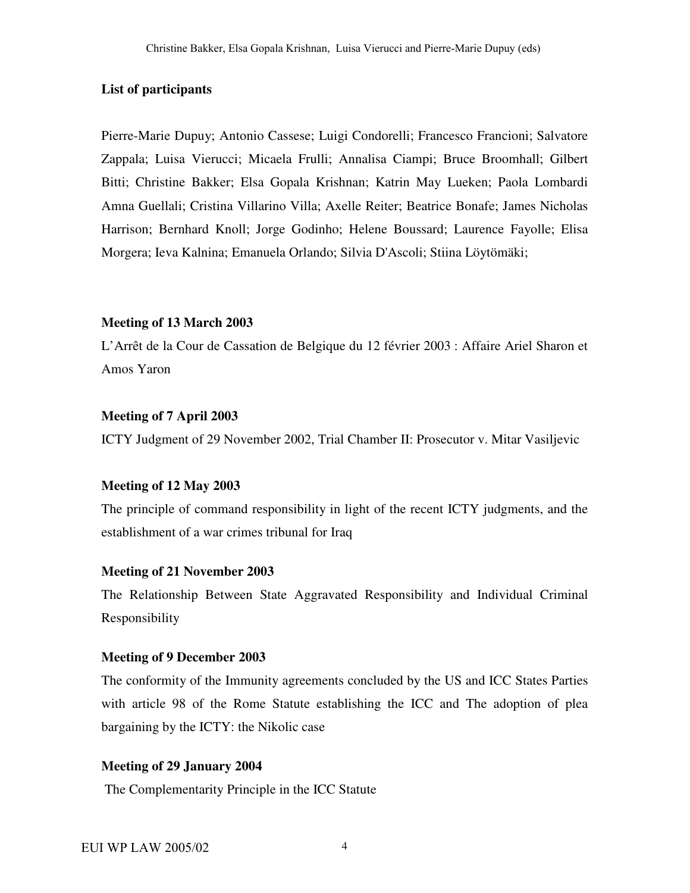**List of participants**

Pierre-Marie Dupuy; Antonio Cassese; Luigi Condorelli; Francesco Francioni; Salvatore Zappala; Luisa Vierucci; Micaela Frulli; Annalisa Ciampi; Bruce Broomhall; Gilbert Bitti; Christine Bakker; Elsa Gopala Krishnan; Katrin May Lueken; Paola Lombardi Amna Guellali; Cristina Villarino Villa; Axelle Reiter; Beatrice Bonafe; James Nicholas Harrison; Bernhard Knoll; Jorge Godinho; Helene Boussard; Laurence Fayolle; Elisa Morgera; Ieva Kalnina; Emanuela Orlando; Silvia D'Ascoli; Stiina Löytömäki;

**Meeting of 13 March 2003**

L'Arrêt de la Cour de Cassation de Belgique du 12 février 2003 : Affaire Ariel Sharon et Amos Yaron

**Meeting of 7 April 2003**

ICTY Judgment of 29 November 2002, Trial Chamber II: Prosecutor v. Mitar Vasiljevic

**Meeting of 12 May 2003**

The principle of command responsibility in light of the recent ICTY judgments, and the establishment of a war crimes tribunal for Iraq

**Meeting of 21 November 2003**

The Relationship Between State Aggravated Responsibility and Individual Criminal Responsibility

**Meeting of 9 December 2003**

The conformity of the Immunity agreements concluded by the US and ICC States Parties with article 98 of the Rome Statute establishing the ICC and The adoption of plea bargaining by the ICTY: the Nikolic case

**Meeting of 29 January 2004**

The Complementarity Principle in the ICC Statute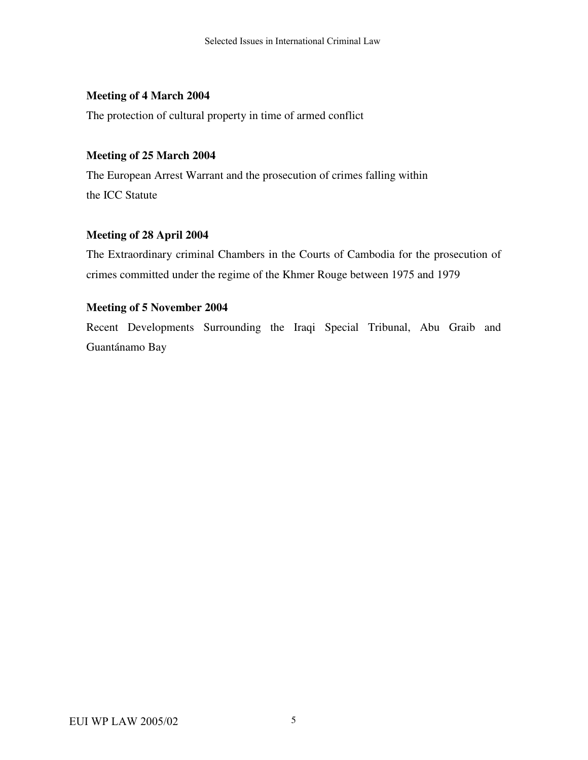**Meeting of 4 March 2004**

The protection of cultural property in time of armed conflict

**Meeting of 25 March 2004**

The European Arrest Warrant and the prosecution of crimes falling within the ICC Statute

**Meeting of 28 April 2004**

The Extraordinary criminal Chambers in the Courts of Cambodia for the prosecution of crimes committed under the regime of the Khmer Rouge between 1975 and 1979

**Meeting of 5 November 2004**

Recent Developments Surrounding the Iraqi Special Tribunal, Abu Graib and Guantánamo Bay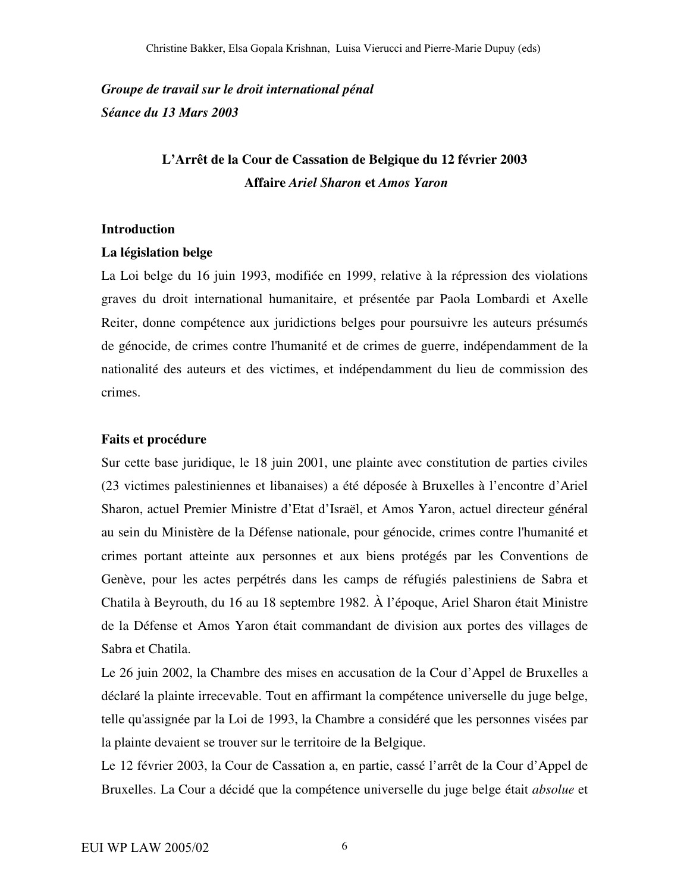*Groupe de travail sur le droit international pénal*

*Séance du 13 Mars 2003*

## L'Arrêt de la Cour de Cassation de Belgique du 12 février 2003
## Affaire *Ariel Sharon* et *Amos Yaron*

**Introduction**

**La législation belge**

La Loi belge du 16 juin 1993, modifiée en 1999, relative à la répression des violations graves du droit international humanitaire, et présentée par Paola Lombardi et Axelle Reiter, donne compétence aux juridictions belges pour poursuivre les auteurs présumés de génocide, de crimes contre l'humanité et de crimes de guerre, indépendamment de la nationalité des auteurs et des victimes, et indépendamment du lieu de commission des crimes.

**Faits et procédure**

Sur cette base juridique, le 18 juin 2001, une plainte avec constitution de parties civiles (23 victimes palestiniennes et libanaises) a été déposée à Bruxelles à l'encontre d'Ariel Sharon, actuel Premier Ministre d'Etat d'Israël, et Amos Yaron, actuel directeur général au sein du Ministère de la Défense nationale, pour génocide, crimes contre l'humanité et crimes portant atteinte aux personnes et aux biens protégés par les Conventions de Genève, pour les actes perpétrés dans les camps de réfugiés palestiniens de Sabra et Chatila à Beyrouth, du 16 au 18 septembre 1982. À l'époque, Ariel Sharon était Ministre de la Défense et Amos Yaron était commandant de division aux portes des villages de Sabra et Chatila.

Le 26 juin 2002, la Chambre des mises en accusation de la Cour d'Appel de Bruxelles a déclaré la plainte irrecevable. Tout en affirmant la compétence universelle du juge belge, telle qu'assignée par la Loi de 1993, la Chambre a considéré que les personnes visées par la plainte devaient se trouver sur le territoire de la Belgique.

Le 12 février 2003, la Cour de Cassation a, en partie, cassé l'arrêt de la Cour d'Appel de Bruxelles. La Cour a décidé que la compétence universelle du juge belge était *absolue* et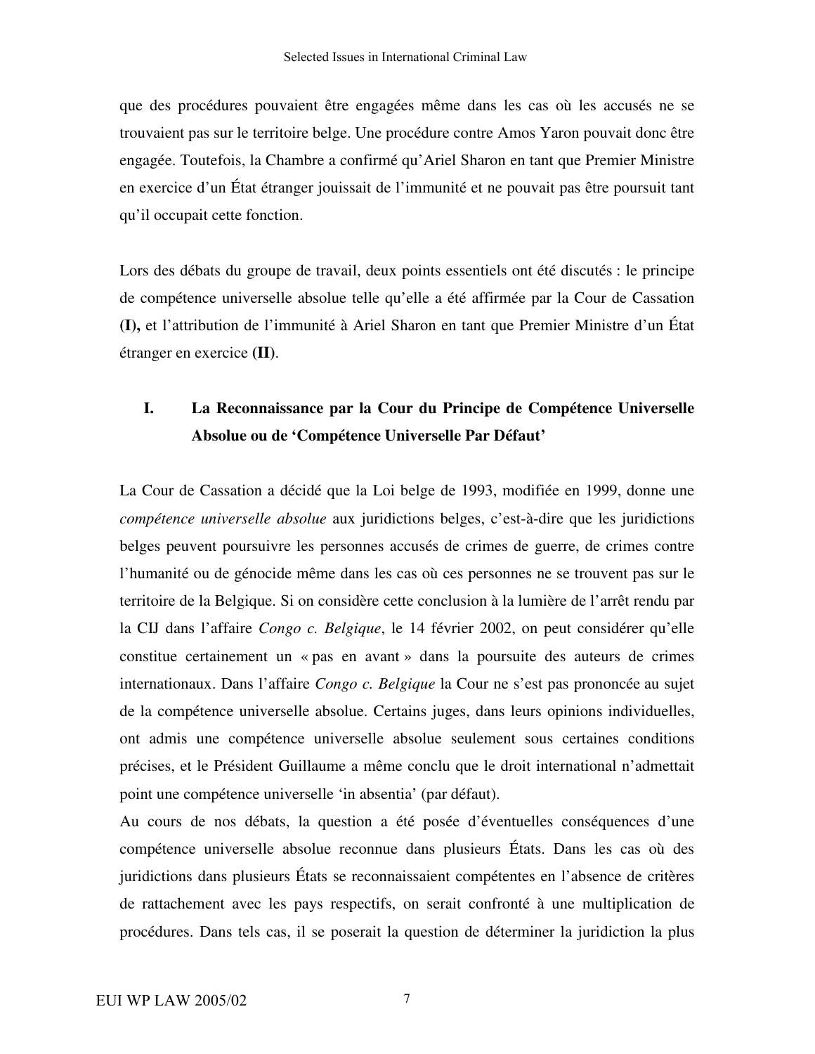que des procédures pouvaient être engagées même dans les cas où les accusés ne se trouvaient pas sur le territoire belge. Une procédure contre Amos Yaron pouvait donc être engagée. Toutefois, la Chambre a confirmé qu'Ariel Sharon en tant que Premier Ministre en exercice d'un État étranger jouissait de l'immunité et ne pouvait pas être poursuit tant qu'il occupait cette fonction.

Lors des débats du groupe de travail, deux points essentiels ont été discutés : le principe de compétence universelle absolue telle qu'elle a été affirmée par la Cour de Cassation **(I),** et l'attribution de l'immunité à Ariel Sharon en tant que Premier Ministre d'un État étranger en exercice **(II)**.

## I. La Reconnaissance par la Cour du Principe de Compétence Universelle Absolue ou de 'Compétence Universelle Par Défaut'

La Cour de Cassation a décidé que la Loi belge de 1993, modifiée en 1999, donne une *compétence universelle absolue* aux juridictions belges, c'est-à-dire que les juridictions belges peuvent poursuivre les personnes accusés de crimes de guerre, de crimes contre l'humanité ou de génocide même dans les cas où ces personnes ne se trouvent pas sur le territoire de la Belgique. Si on considère cette conclusion à la lumière de l'arrêt rendu par la CIJ dans l'affaire *Congo c. Belgique*, le 14 février 2002, on peut considérer qu'elle constitue certainement un « pas en avant » dans la poursuite des auteurs de crimes internationaux. Dans l'affaire *Congo c. Belgique* la Cour ne s'est pas prononcée au sujet de la compétence universelle absolue. Certains juges, dans leurs opinions individuelles, ont admis une compétence universelle absolue seulement sous certaines conditions précises, et le Président Guillaume a même conclu que le droit international n'admettait point une compétence universelle 'in absentia' (par défaut).

Au cours de nos débats, la question a été posée d'éventuelles conséquences d'une compétence universelle absolue reconnue dans plusieurs États. Dans les cas où des juridictions dans plusieurs États se reconnaissaient compétentes en l'absence de critères de rattachement avec les pays respectifs, on serait confronté à une multiplication de procédures. Dans tels cas, il se poserait la question de déterminer la juridiction la plus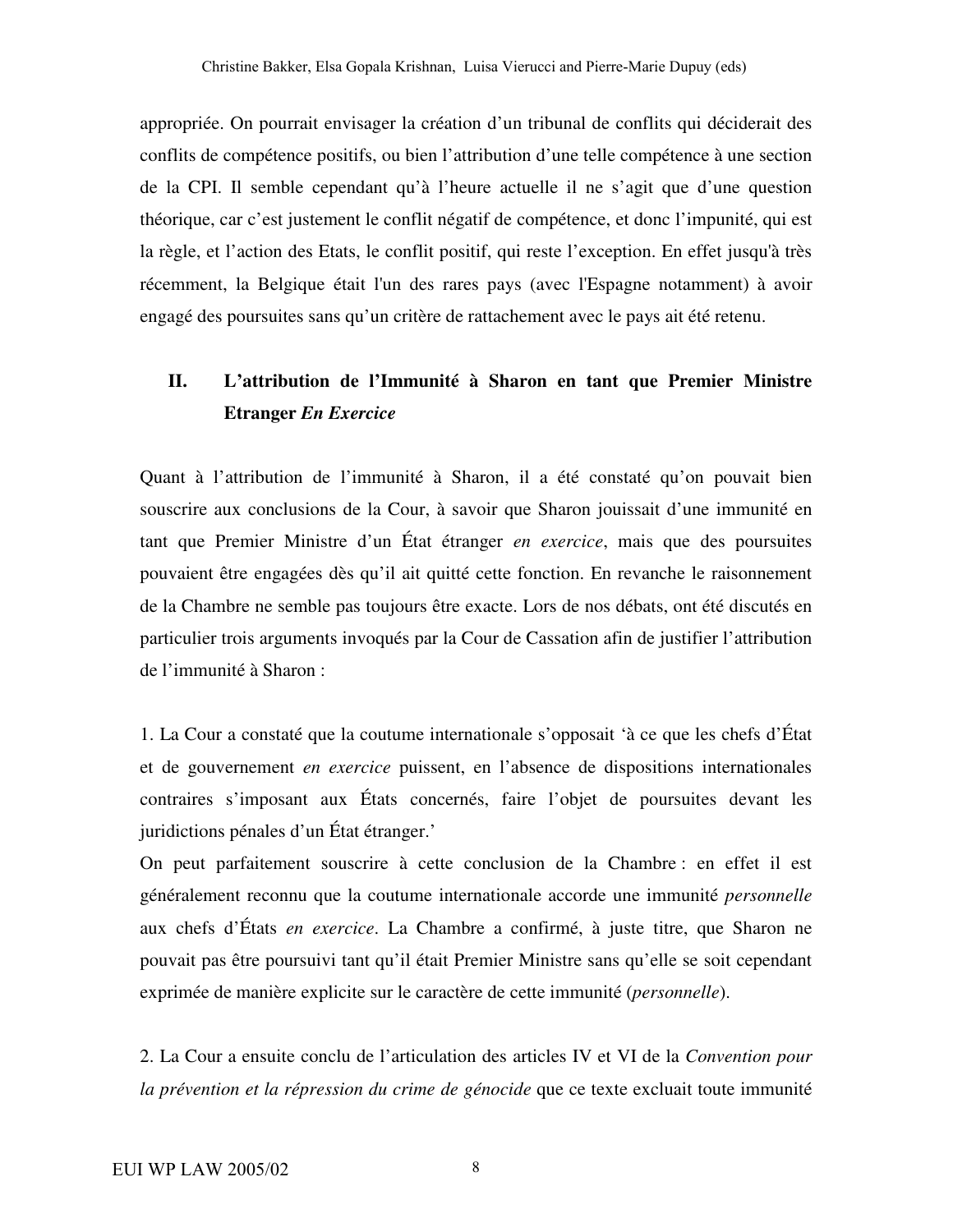appropriée. On pourrait envisager la création d'un tribunal de conflits qui déciderait des conflits de compétence positifs, ou bien l'attribution d'une telle compétence à une section de la CPI. Il semble cependant qu'à l'heure actuelle il ne s'agit que d'une question théorique, car c'est justement le conflit négatif de compétence, et donc l'impunité, qui est la règle, et l'action des Etats, le conflit positif, qui reste l'exception. En effet jusqu'à très récemment, la Belgique était l'un des rares pays (avec l'Espagne notamment) à avoir engagé des poursuites sans qu'un critère de rattachement avec le pays ait été retenu.

## II. L'attribution de l'Immunité à Sharon en tant que Premier Ministre Etranger *En Exercice*

Quant à l'attribution de l'immunité à Sharon, il a été constaté qu'on pouvait bien souscrire aux conclusions de la Cour, à savoir que Sharon jouissait d'une immunité en tant que Premier Ministre d'un État étranger *en exercice*, mais que des poursuites pouvaient être engagées dès qu'il ait quitté cette fonction. En revanche le raisonnement de la Chambre ne semble pas toujours être exacte. Lors de nos débats, ont été discutés en particulier trois arguments invoqués par la Cour de Cassation afin de justifier l'attribution de l'immunité à Sharon :

1. La Cour a constaté que la coutume internationale s'opposait 'à ce que les chefs d'État et de gouvernement *en exercice* puissent, en l'absence de dispositions internationales contraires s'imposant aux États concernés, faire l'objet de poursuites devant les juridictions pénales d'un État étranger.'
On peut parfaitement souscrire à cette conclusion de la Chambre : en effet il est généralement reconnu que la coutume internationale accorde une immunité *personnelle* aux chefs d'États *en exercice*. La Chambre a confirmé, à juste titre, que Sharon ne pouvait pas être poursuivi tant qu'il était Premier Ministre sans qu'elle se soit cependant exprimée de manière explicite sur le caractère de cette immunité (*personnelle*).

2. La Cour a ensuite conclu de l'articulation des articles IV et VI de la *Convention pour la prévention et la répression du crime de génocide* que ce texte excluait toute immunité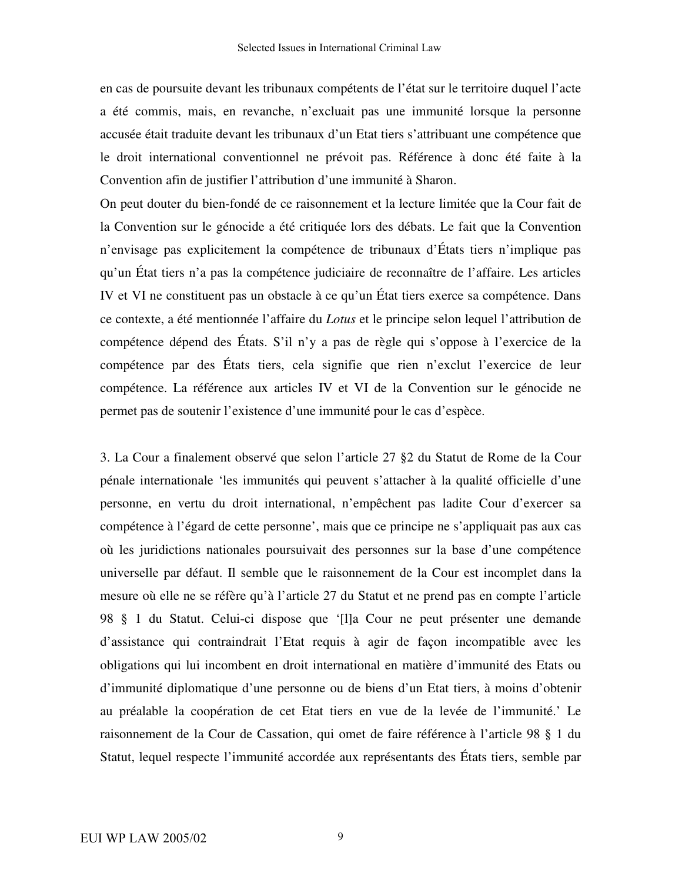en cas de poursuite devant les tribunaux compétents de l'état sur le territoire duquel l'acte a été commis, mais, en revanche, n'excluait pas une immunité lorsque la personne accusée était traduite devant les tribunaux d'un Etat tiers s'attribuant une compétence que le droit international conventionnel ne prévoit pas. Référence à donc été faite à la Convention afin de justifier l'attribution d'une immunité à Sharon.

On peut douter du bien-fondé de ce raisonnement et la lecture limitée que la Cour fait de la Convention sur le génocide a été critiquée lors des débats. Le fait que la Convention n'envisage pas explicitement la compétence de tribunaux d'États tiers n'implique pas qu'un État tiers n'a pas la compétence judiciaire de reconnaître de l'affaire. Les articles IV et VI ne constituent pas un obstacle à ce qu'un État tiers exerce sa compétence. Dans ce contexte, a été mentionnée l'affaire du *Lotus* et le principe selon lequel l'attribution de compétence dépend des États. S'il n'y a pas de règle qui s'oppose à l'exercice de la compétence par des États tiers, cela signifie que rien n'exclut l'exercice de leur compétence. La référence aux articles IV et VI de la Convention sur le génocide ne permet pas de soutenir l'existence d'une immunité pour le cas d'espèce.

3. La Cour a finalement observé que selon l'article 27 §2 du Statut de Rome de la Cour pénale internationale 'les immunités qui peuvent s'attacher à la qualité officielle d'une personne, en vertu du droit international, n'empêchent pas ladite Cour d'exercer sa compétence à l'égard de cette personne', mais que ce principe ne s'appliquait pas aux cas où les juridictions nationales poursuivait des personnes sur la base d'une compétence universelle par défaut. Il semble que le raisonnement de la Cour est incomplet dans la mesure où elle ne se réfère qu'à l'article 27 du Statut et ne prend pas en compte l'article 98 § 1 du Statut. Celui-ci dispose que '[l]a Cour ne peut présenter une demande d'assistance qui contraindrait l'Etat requis à agir de façon incompatible avec les obligations qui lui incombent en droit international en matière d'immunité des Etats ou d'immunité diplomatique d'une personne ou de biens d'un Etat tiers, à moins d'obtenir au préalable la coopération de cet Etat tiers en vue de la levée de l'immunité.' Le raisonnement de la Cour de Cassation, qui omet de faire référence à l'article 98 § 1 du Statut, lequel respecte l'immunité accordée aux représentants des États tiers, semble par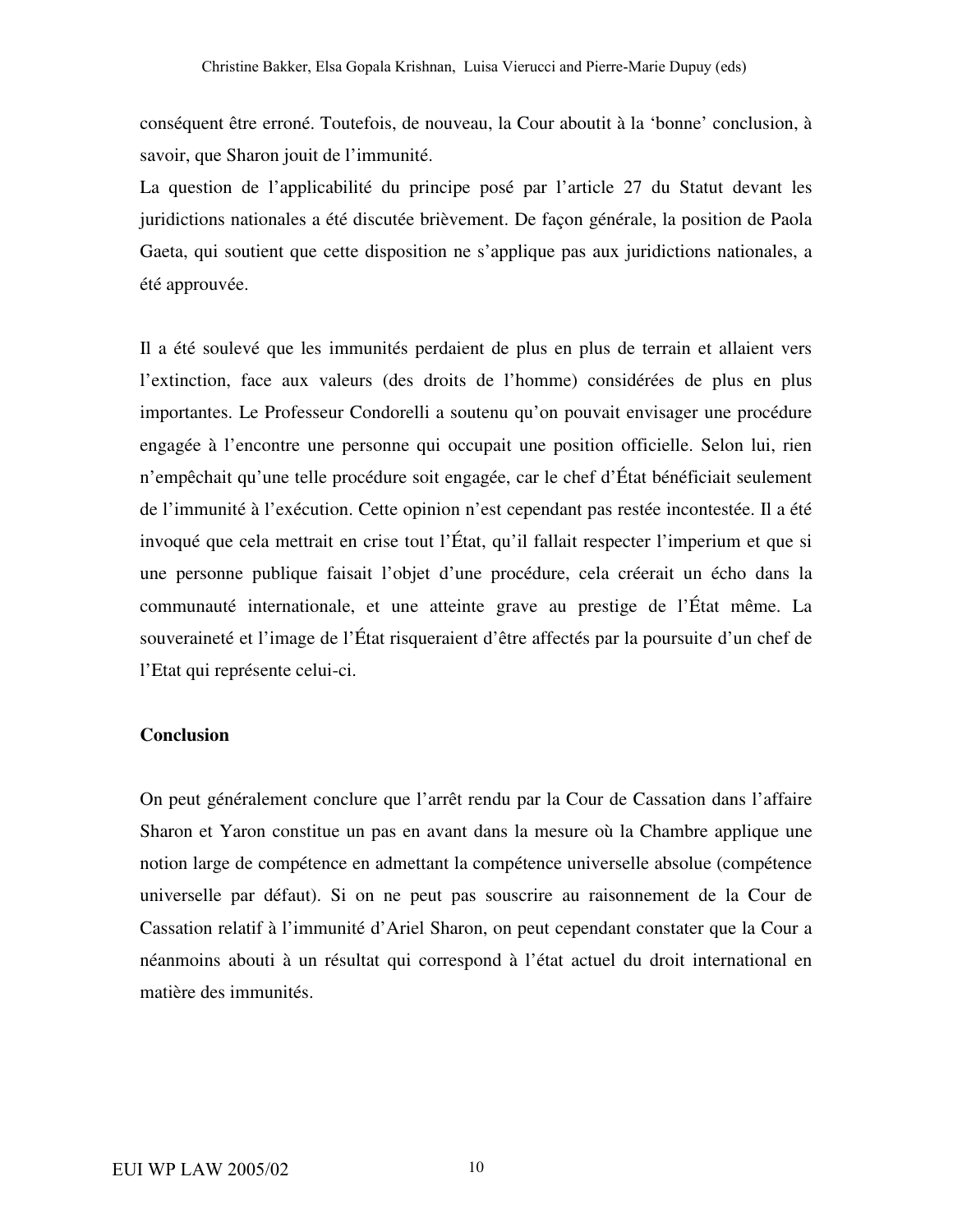conséquent être erroné. Toutefois, de nouveau, la Cour aboutit à la 'bonne' conclusion, à savoir, que Sharon jouit de l'immunité.

La question de l'applicabilité du principe posé par l'article 27 du Statut devant les juridictions nationales a été discutée brièvement. De façon générale, la position de Paola Gaeta, qui soutient que cette disposition ne s'applique pas aux juridictions nationales, a été approuvée.

Il a été soulevé que les immunités perdaient de plus en plus de terrain et allaient vers l'extinction, face aux valeurs (des droits de l'homme) considérées de plus en plus importantes. Le Professeur Condorelli a soutenu qu'on pouvait envisager une procédure engagée à l'encontre une personne qui occupait une position officielle. Selon lui, rien n'empêchait qu'une telle procédure soit engagée, car le chef d'État bénéficiait seulement de l'immunité à l'exécution. Cette opinion n'est cependant pas restée incontestée. Il a été invoqué que cela mettrait en crise tout l'État, qu'il fallait respecter l'imperium et que si une personne publique faisait l'objet d'une procédure, cela créerait un écho dans la communauté internationale, et une atteinte grave au prestige de l'État même. La souveraineté et l'image de l'État risqueraient d'être affectés par la poursuite d'un chef de l'Etat qui représente celui-ci.

**Conclusion**

On peut généralement conclure que l'arrêt rendu par la Cour de Cassation dans l'affaire Sharon et Yaron constitue un pas en avant dans la mesure où la Chambre applique une notion large de compétence en admettant la compétence universelle absolue (compétence universelle par défaut). Si on ne peut pas souscrire au raisonnement de la Cour de Cassation relatif à l'immunité d'Ariel Sharon, on peut cependant constater que la Cour a néanmoins abouti à un résultat qui correspond à l'état actuel du droit international en matière des immunités.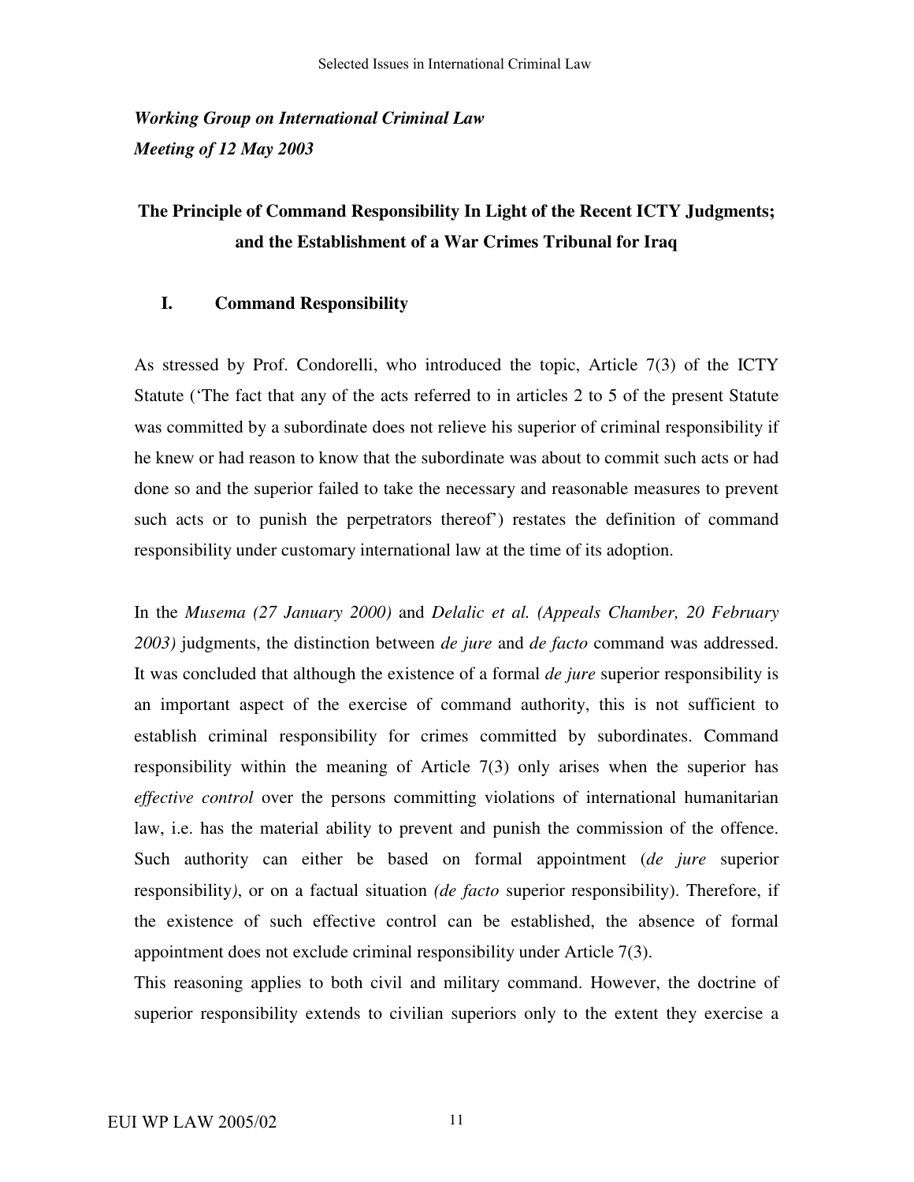*Working Group on International Criminal Law*
*Meeting of 12 May 2003*

## The Principle of Command Responsibility In Light of the Recent ICTY Judgments; and the Establishment of a War Crimes Tribunal for Iraq

### I. Command Responsibility

As stressed by Prof. Condorelli, who introduced the topic, Article 7(3) of the ICTY Statute ('The fact that any of the acts referred to in articles 2 to 5 of the present Statute was committed by a subordinate does not relieve his superior of criminal responsibility if he knew or had reason to know that the subordinate was about to commit such acts or had done so and the superior failed to take the necessary and reasonable measures to prevent such acts or to punish the perpetrators thereof') restates the definition of command responsibility under customary international law at the time of its adoption.

In the *Musema (27 January 2000)* and *Delalic et al. (Appeals Chamber, 20 February 2003)* judgments, the distinction between *de jure* and *de facto* command was addressed. It was concluded that although the existence of a formal *de jure* superior responsibility is an important aspect of the exercise of command authority, this is not sufficient to establish criminal responsibility for crimes committed by subordinates. Command responsibility within the meaning of Article 7(3) only arises when the superior has *effective control* over the persons committing violations of international humanitarian law, i.e. has the material ability to prevent and punish the commission of the offence. Such authority can either be based on formal appointment (*de jure* superior responsibility), or on a factual situation *(de facto* superior responsibility). Therefore, if the existence of such effective control can be established, the absence of formal appointment does not exclude criminal responsibility under Article 7(3).

This reasoning applies to both civil and military command. However, the doctrine of superior responsibility extends to civilian superiors only to the extent they exercise a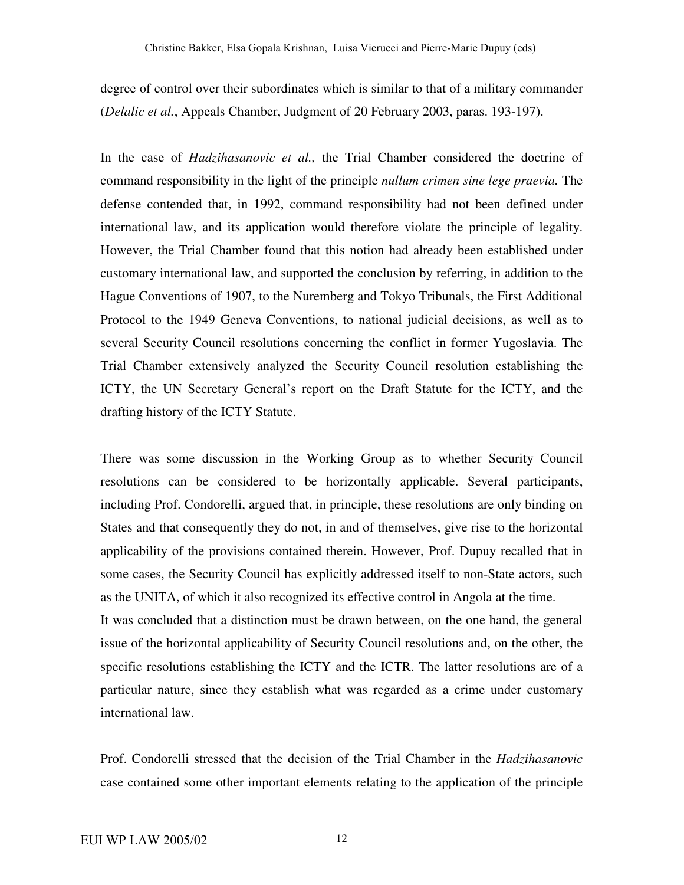degree of control over their subordinates which is similar to that of a military commander (*Delalic et al.*, Appeals Chamber, Judgment of 20 February 2003, paras. 193-197).

In the case of *Hadzihasanovic et al.,* the Trial Chamber considered the doctrine of command responsibility in the light of the principle *nullum crimen sine lege praevia.* The defense contended that, in 1992, command responsibility had not been defined under international law, and its application would therefore violate the principle of legality. However, the Trial Chamber found that this notion had already been established under customary international law, and supported the conclusion by referring, in addition to the Hague Conventions of 1907, to the Nuremberg and Tokyo Tribunals, the First Additional Protocol to the 1949 Geneva Conventions, to national judicial decisions, as well as to several Security Council resolutions concerning the conflict in former Yugoslavia. The Trial Chamber extensively analyzed the Security Council resolution establishing the ICTY, the UN Secretary General's report on the Draft Statute for the ICTY, and the drafting history of the ICTY Statute.

There was some discussion in the Working Group as to whether Security Council resolutions can be considered to be horizontally applicable. Several participants, including Prof. Condorelli, argued that, in principle, these resolutions are only binding on States and that consequently they do not, in and of themselves, give rise to the horizontal applicability of the provisions contained therein. However, Prof. Dupuy recalled that in some cases, the Security Council has explicitly addressed itself to non-State actors, such as the UNITA, of which it also recognized its effective control in Angola at the time.
It was concluded that a distinction must be drawn between, on the one hand, the general issue of the horizontal applicability of Security Council resolutions and, on the other, the specific resolutions establishing the ICTY and the ICTR. The latter resolutions are of a particular nature, since they establish what was regarded as a crime under customary international law.

Prof. Condorelli stressed that the decision of the Trial Chamber in the *Hadzihasanovic* case contained some other important elements relating to the application of the principle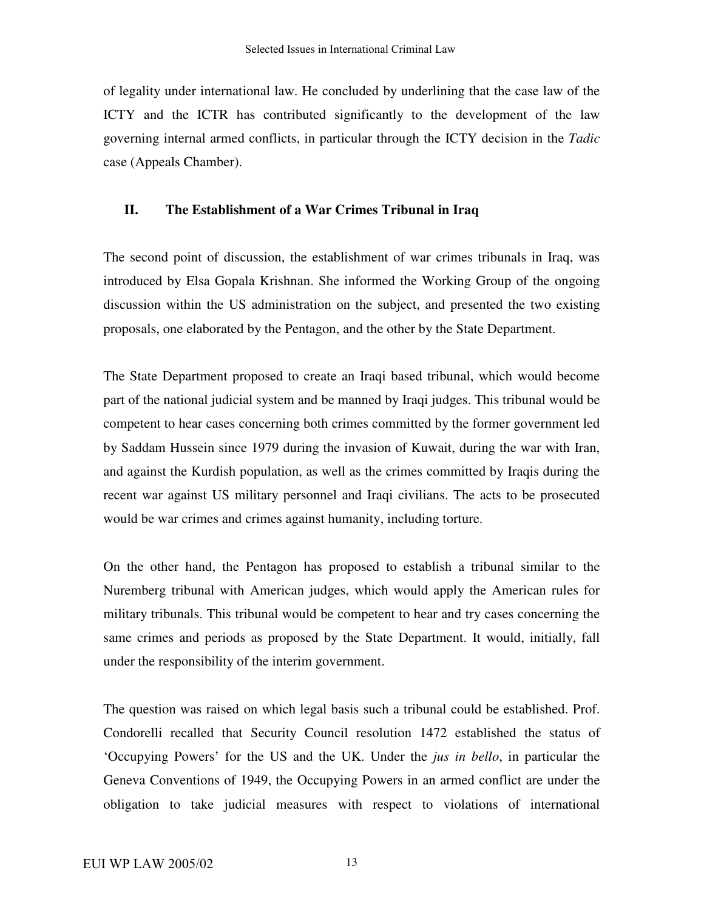of legality under international law. He concluded by underlining that the case law of the ICTY and the ICTR has contributed significantly to the development of the law governing internal armed conflicts, in particular through the ICTY decision in the *Tadic* case (Appeals Chamber).

## II. The Establishment of a War Crimes Tribunal in Iraq

The second point of discussion, the establishment of war crimes tribunals in Iraq, was introduced by Elsa Gopala Krishnan. She informed the Working Group of the ongoing discussion within the US administration on the subject, and presented the two existing proposals, one elaborated by the Pentagon, and the other by the State Department.

The State Department proposed to create an Iraqi based tribunal, which would become part of the national judicial system and be manned by Iraqi judges. This tribunal would be competent to hear cases concerning both crimes committed by the former government led by Saddam Hussein since 1979 during the invasion of Kuwait, during the war with Iran, and against the Kurdish population, as well as the crimes committed by Iraqis during the recent war against US military personnel and Iraqi civilians. The acts to be prosecuted would be war crimes and crimes against humanity, including torture.

On the other hand, the Pentagon has proposed to establish a tribunal similar to the Nuremberg tribunal with American judges, which would apply the American rules for military tribunals. This tribunal would be competent to hear and try cases concerning the same crimes and periods as proposed by the State Department. It would, initially, fall under the responsibility of the interim government.

The question was raised on which legal basis such a tribunal could be established. Prof. Condorelli recalled that Security Council resolution 1472 established the status of 'Occupying Powers' for the US and the UK. Under the *jus in bello*, in particular the Geneva Conventions of 1949, the Occupying Powers in an armed conflict are under the obligation to take judicial measures with respect to violations of international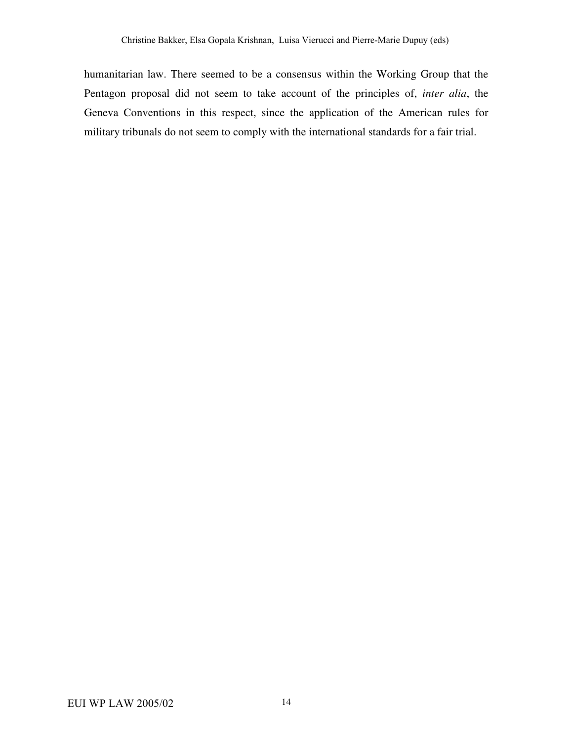humanitarian law. There seemed to be a consensus within the Working Group that the Pentagon proposal did not seem to take account of the principles of, *inter alia*, the Geneva Conventions in this respect, since the application of the American rules for military tribunals do not seem to comply with the international standards for a fair trial.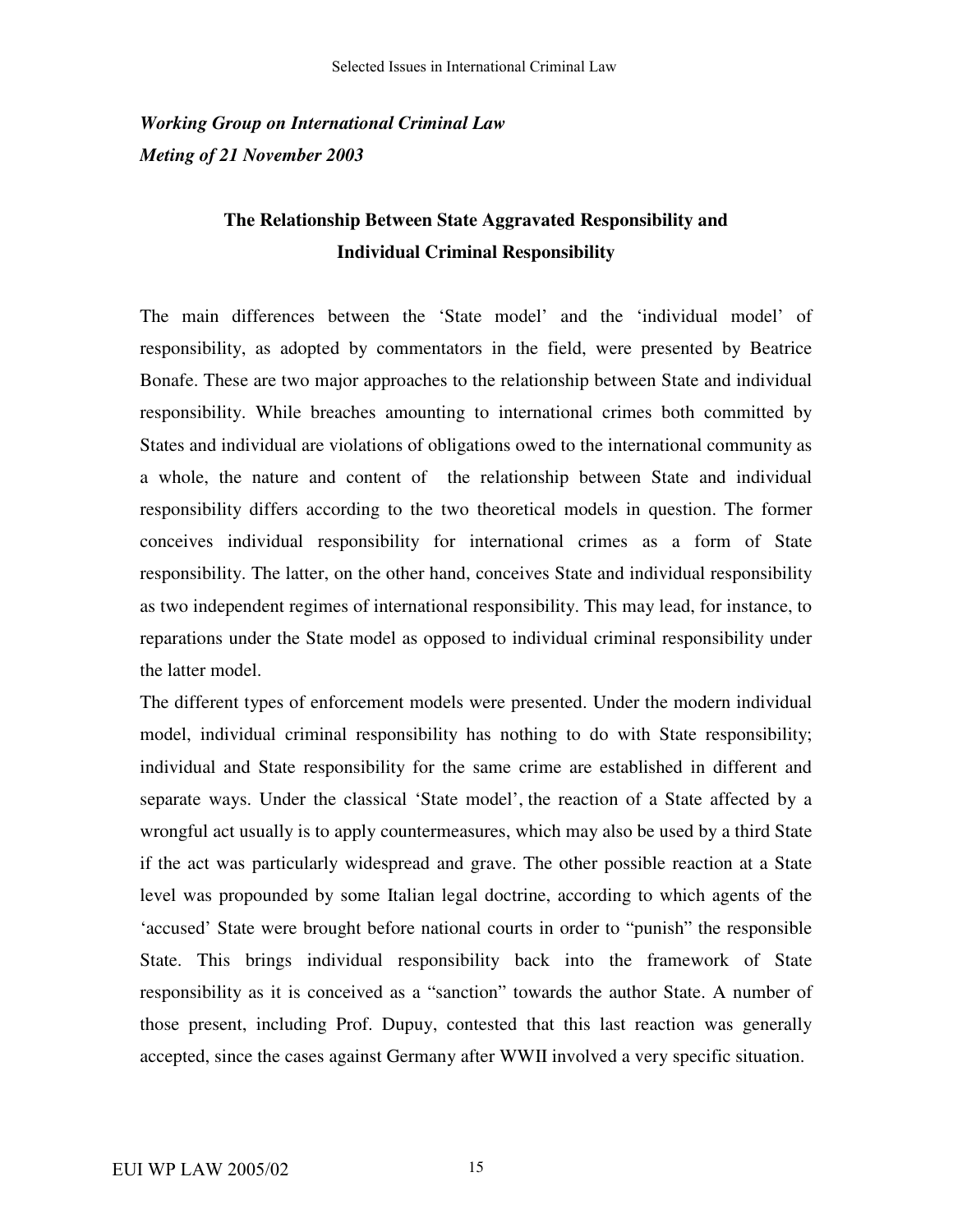*Working Group on International Criminal Law*
*Meting of 21 November 2003*

## The Relationship Between State Aggravated Responsibility and Individual Criminal Responsibility

The main differences between the 'State model' and the 'individual model' of responsibility, as adopted by commentators in the field, were presented by Beatrice Bonafe. These are two major approaches to the relationship between State and individual responsibility. While breaches amounting to international crimes both committed by States and individual are violations of obligations owed to the international community as a whole, the nature and content of the relationship between State and individual responsibility differs according to the two theoretical models in question. The former conceives individual responsibility for international crimes as a form of State responsibility. The latter, on the other hand, conceives State and individual responsibility as two independent regimes of international responsibility. This may lead, for instance, to reparations under the State model as opposed to individual criminal responsibility under the latter model.

The different types of enforcement models were presented. Under the modern individual model, individual criminal responsibility has nothing to do with State responsibility; individual and State responsibility for the same crime are established in different and separate ways. Under the classical 'State model', the reaction of a State affected by a wrongful act usually is to apply countermeasures, which may also be used by a third State if the act was particularly widespread and grave. The other possible reaction at a State level was propounded by some Italian legal doctrine, according to which agents of the 'accused' State were brought before national courts in order to "punish" the responsible State. This brings individual responsibility back into the framework of State responsibility as it is conceived as a "sanction" towards the author State. A number of those present, including Prof. Dupuy, contested that this last reaction was generally accepted, since the cases against Germany after WWII involved a very specific situation.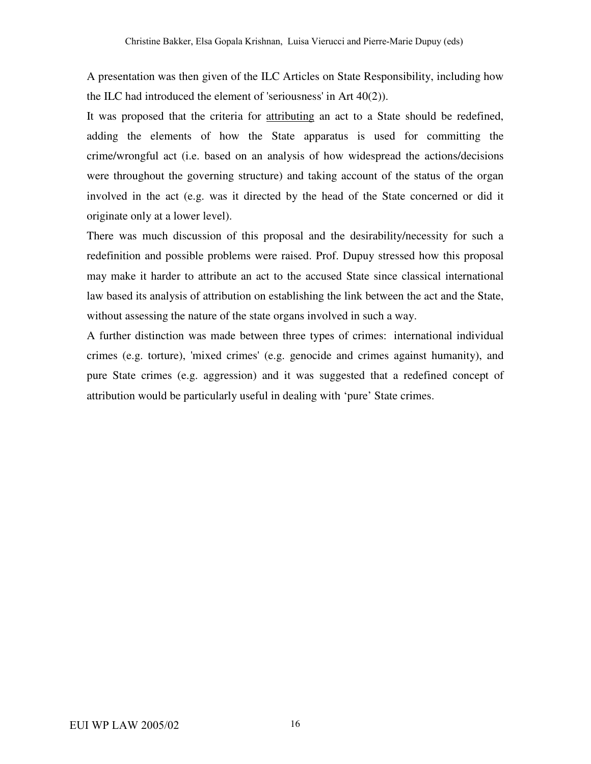A presentation was then given of the ILC Articles on State Responsibility, including how the ILC had introduced the element of 'seriousness' in Art 40(2)).

It was proposed that the criteria for <u>attributing</u> an act to a State should be redefined, adding the elements of how the State apparatus is used for committing the crime/wrongful act (i.e. based on an analysis of how widespread the actions/decisions were throughout the governing structure) and taking account of the status of the organ involved in the act (e.g. was it directed by the head of the State concerned or did it originate only at a lower level).

There was much discussion of this proposal and the desirability/necessity for such a redefinition and possible problems were raised. Prof. Dupuy stressed how this proposal may make it harder to attribute an act to the accused State since classical international law based its analysis of attribution on establishing the link between the act and the State, without assessing the nature of the state organs involved in such a way.

A further distinction was made between three types of crimes: international individual crimes (e.g. torture), 'mixed crimes' (e.g. genocide and crimes against humanity), and pure State crimes (e.g. aggression) and it was suggested that a redefined concept of attribution would be particularly useful in dealing with 'pure' State crimes.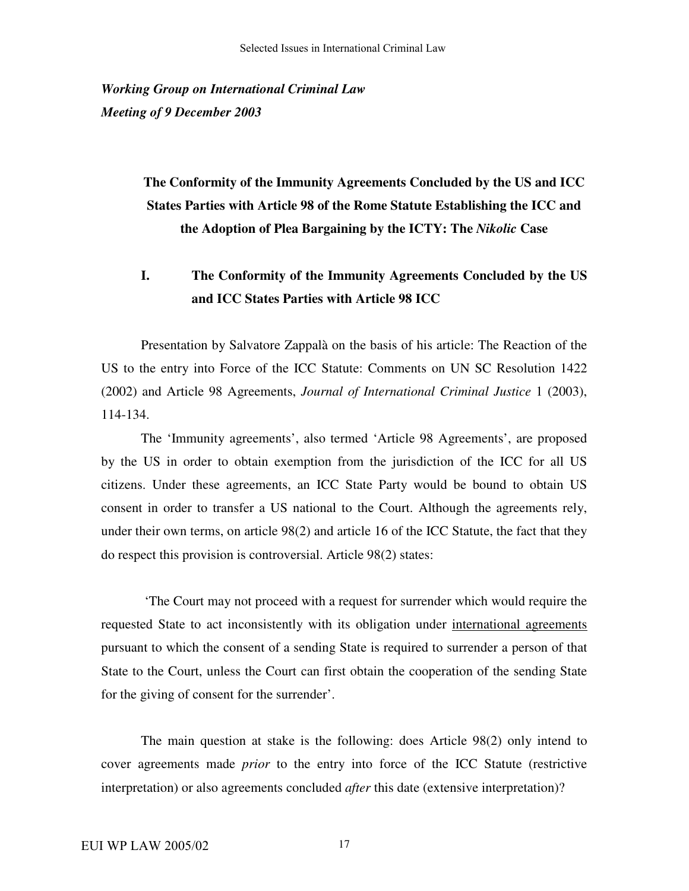*Working Group on International Criminal Law*
*Meeting of 9 December 2003*

## The Conformity of the Immunity Agreements Concluded by the US and ICC States Parties with Article 98 of the Rome Statute Establishing the ICC and the Adoption of Plea Bargaining by the ICTY: The *Nikolic* Case

### I. The Conformity of the Immunity Agreements Concluded by the US and ICC States Parties with Article 98 ICC

Presentation by Salvatore Zappalà on the basis of his article: The Reaction of the US to the entry into Force of the ICC Statute: Comments on UN SC Resolution 1422 (2002) and Article 98 Agreements, *Journal of International Criminal Justice* 1 (2003), 114-134.

The 'Immunity agreements', also termed 'Article 98 Agreements', are proposed by the US in order to obtain exemption from the jurisdiction of the ICC for all US citizens. Under these agreements, an ICC State Party would be bound to obtain US consent in order to transfer a US national to the Court. Although the agreements rely, under their own terms, on article 98(2) and article 16 of the ICC Statute, the fact that they do respect this provision is controversial. Article 98(2) states:

'The Court may not proceed with a request for surrender which would require the requested State to act inconsistently with its obligation under international agreements pursuant to which the consent of a sending State is required to surrender a person of that State to the Court, unless the Court can first obtain the cooperation of the sending State for the giving of consent for the surrender'.

The main question at stake is the following: does Article 98(2) only intend to cover agreements made *prior* to the entry into force of the ICC Statute (restrictive interpretation) or also agreements concluded *after* this date (extensive interpretation)?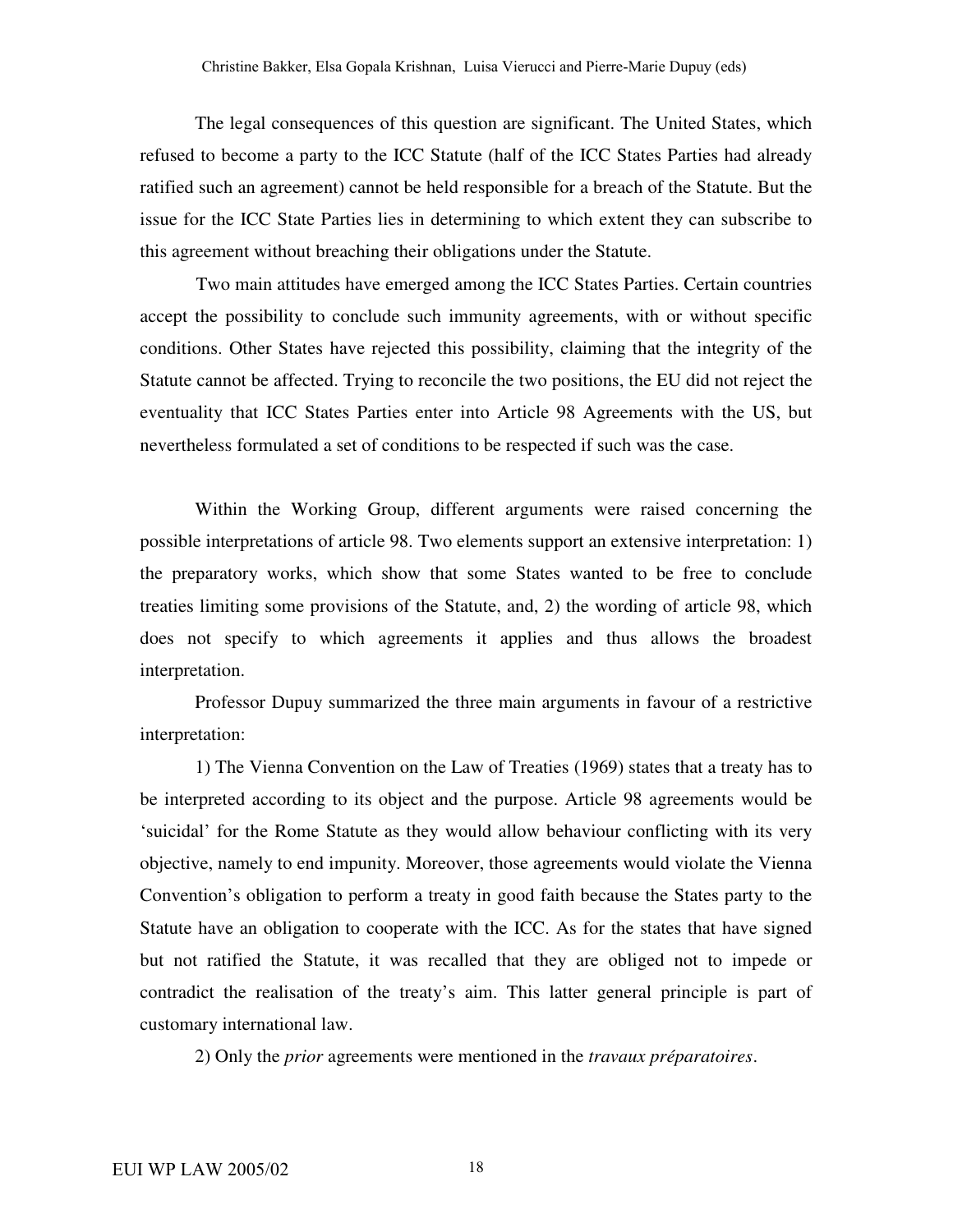The legal consequences of this question are significant. The United States, which refused to become a party to the ICC Statute (half of the ICC States Parties had already ratified such an agreement) cannot be held responsible for a breach of the Statute. But the issue for the ICC State Parties lies in determining to which extent they can subscribe to this agreement without breaching their obligations under the Statute.

Two main attitudes have emerged among the ICC States Parties. Certain countries accept the possibility to conclude such immunity agreements, with or without specific conditions. Other States have rejected this possibility, claiming that the integrity of the Statute cannot be affected. Trying to reconcile the two positions, the EU did not reject the eventuality that ICC States Parties enter into Article 98 Agreements with the US, but nevertheless formulated a set of conditions to be respected if such was the case.

Within the Working Group, different arguments were raised concerning the possible interpretations of article 98. Two elements support an extensive interpretation: 1) the preparatory works, which show that some States wanted to be free to conclude treaties limiting some provisions of the Statute, and, 2) the wording of article 98, which does not specify to which agreements it applies and thus allows the broadest interpretation.

Professor Dupuy summarized the three main arguments in favour of a restrictive interpretation:

1) The Vienna Convention on the Law of Treaties (1969) states that a treaty has to be interpreted according to its object and the purpose. Article 98 agreements would be 'suicidal' for the Rome Statute as they would allow behaviour conflicting with its very objective, namely to end impunity. Moreover, those agreements would violate the Vienna Convention's obligation to perform a treaty in good faith because the States party to the Statute have an obligation to cooperate with the ICC. As for the states that have signed but not ratified the Statute, it was recalled that they are obliged not to impede or contradict the realisation of the treaty's aim. This latter general principle is part of customary international law.

2) Only the *prior* agreements were mentioned in the *travaux préparatoires*.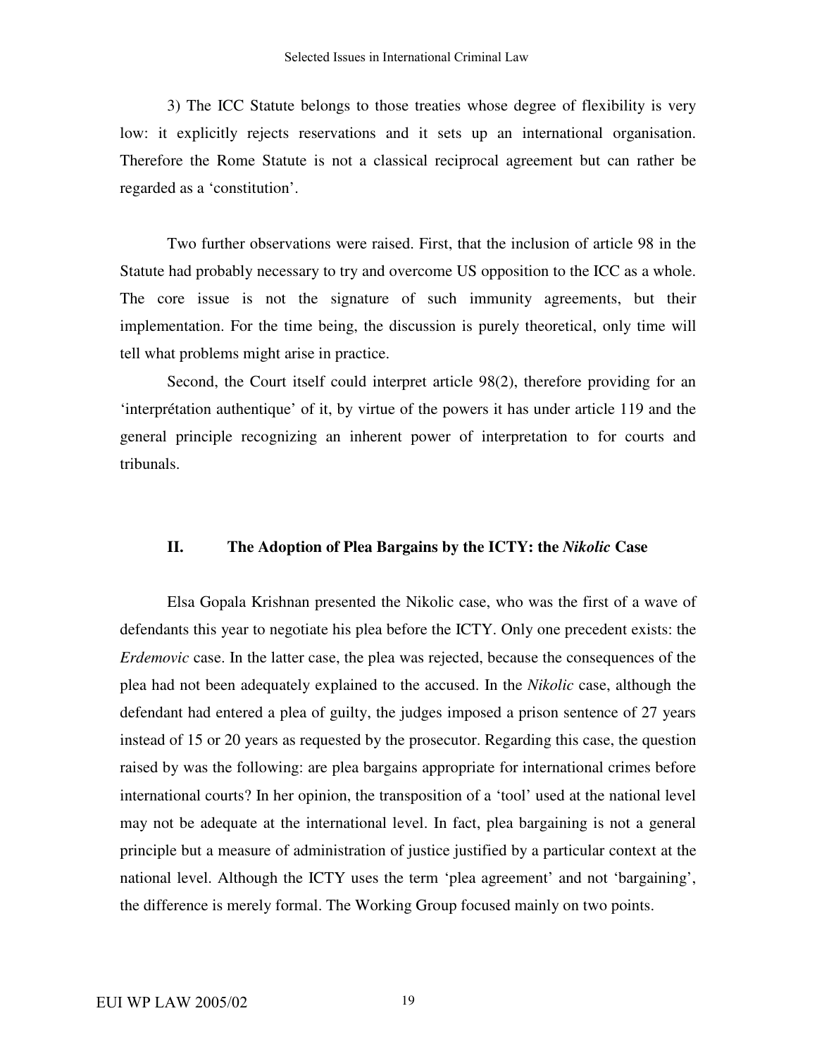3) The ICC Statute belongs to those treaties whose degree of flexibility is very low: it explicitly rejects reservations and it sets up an international organisation. Therefore the Rome Statute is not a classical reciprocal agreement but can rather be regarded as a 'constitution'.

Two further observations were raised. First, that the inclusion of article 98 in the Statute had probably necessary to try and overcome US opposition to the ICC as a whole. The core issue is not the signature of such immunity agreements, but their implementation. For the time being, the discussion is purely theoretical, only time will tell what problems might arise in practice.

Second, the Court itself could interpret article 98(2), therefore providing for an 'interprétation authentique' of it, by virtue of the powers it has under article 119 and the general principle recognizing an inherent power of interpretation to for courts and tribunals.

## II. The Adoption of Plea Bargains by the ICTY: the *Nikolic* Case

Elsa Gopala Krishnan presented the Nikolic case, who was the first of a wave of defendants this year to negotiate his plea before the ICTY. Only one precedent exists: the *Erdemovic* case. In the latter case, the plea was rejected, because the consequences of the plea had not been adequately explained to the accused. In the *Nikolic* case, although the defendant had entered a plea of guilty, the judges imposed a prison sentence of 27 years instead of 15 or 20 years as requested by the prosecutor. Regarding this case, the question raised by was the following: are plea bargains appropriate for international crimes before international courts? In her opinion, the transposition of a 'tool' used at the national level may not be adequate at the international level. In fact, plea bargaining is not a general principle but a measure of administration of justice justified by a particular context at the national level. Although the ICTY uses the term 'plea agreement' and not 'bargaining', the difference is merely formal. The Working Group focused mainly on two points.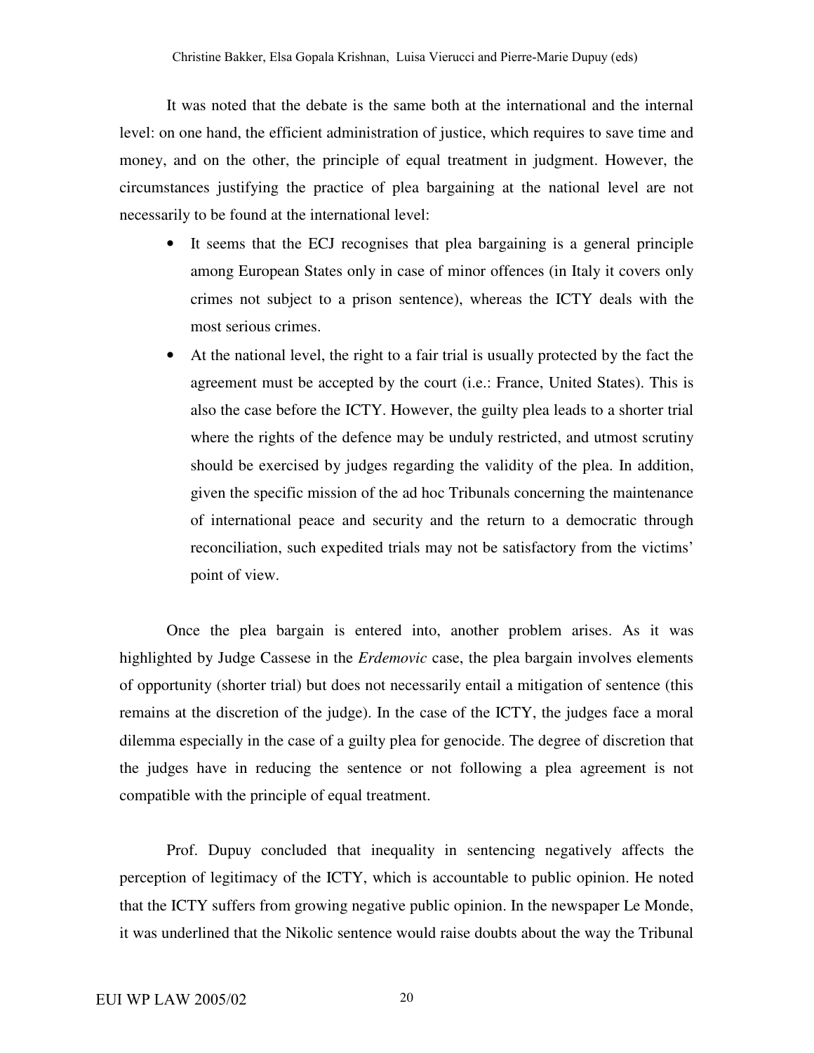It was noted that the debate is the same both at the international and the internal level: on one hand, the efficient administration of justice, which requires to save time and money, and on the other, the principle of equal treatment in judgment. However, the circumstances justifying the practice of plea bargaining at the national level are not necessarily to be found at the international level:

- It seems that the ECJ recognises that plea bargaining is a general principle among European States only in case of minor offences (in Italy it covers only crimes not subject to a prison sentence), whereas the ICTY deals with the most serious crimes.
- At the national level, the right to a fair trial is usually protected by the fact the agreement must be accepted by the court (i.e.: France, United States). This is also the case before the ICTY. However, the guilty plea leads to a shorter trial where the rights of the defence may be unduly restricted, and utmost scrutiny should be exercised by judges regarding the validity of the plea. In addition, given the specific mission of the ad hoc Tribunals concerning the maintenance of international peace and security and the return to a democratic through reconciliation, such expedited trials may not be satisfactory from the victims' point of view.

Once the plea bargain is entered into, another problem arises. As it was highlighted by Judge Cassese in the *Erdemovic* case, the plea bargain involves elements of opportunity (shorter trial) but does not necessarily entail a mitigation of sentence (this remains at the discretion of the judge). In the case of the ICTY, the judges face a moral dilemma especially in the case of a guilty plea for genocide. The degree of discretion that the judges have in reducing the sentence or not following a plea agreement is not compatible with the principle of equal treatment.

Prof. Dupuy concluded that inequality in sentencing negatively affects the perception of legitimacy of the ICTY, which is accountable to public opinion. He noted that the ICTY suffers from growing negative public opinion. In the newspaper Le Monde, it was underlined that the Nikolic sentence would raise doubts about the way the Tribunal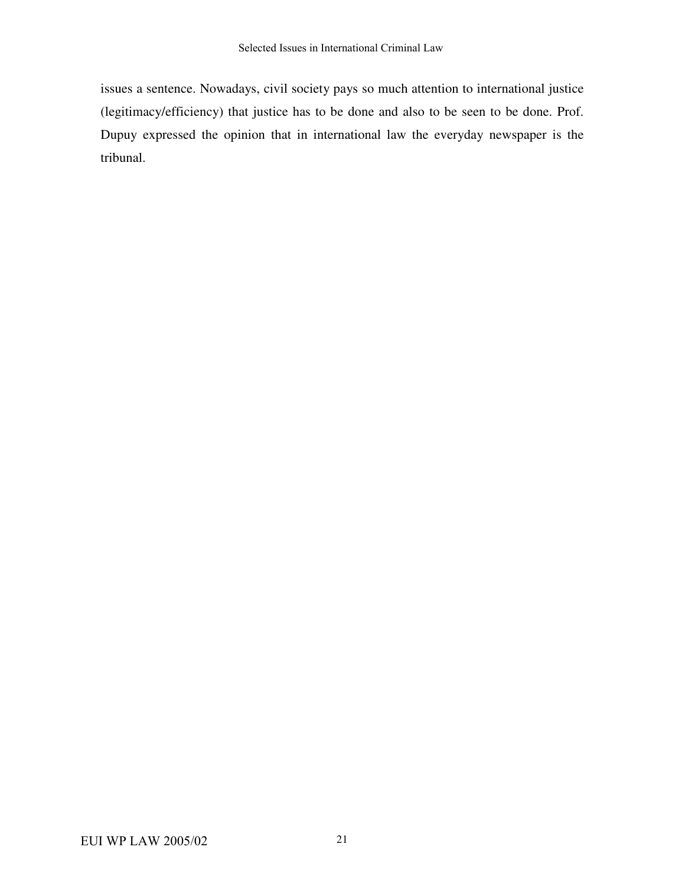issues a sentence. Nowadays, civil society pays so much attention to international justice (legitimacy/efficiency) that justice has to be done and also to be seen to be done. Prof. Dupuy expressed the opinion that in international law the everyday newspaper is the tribunal.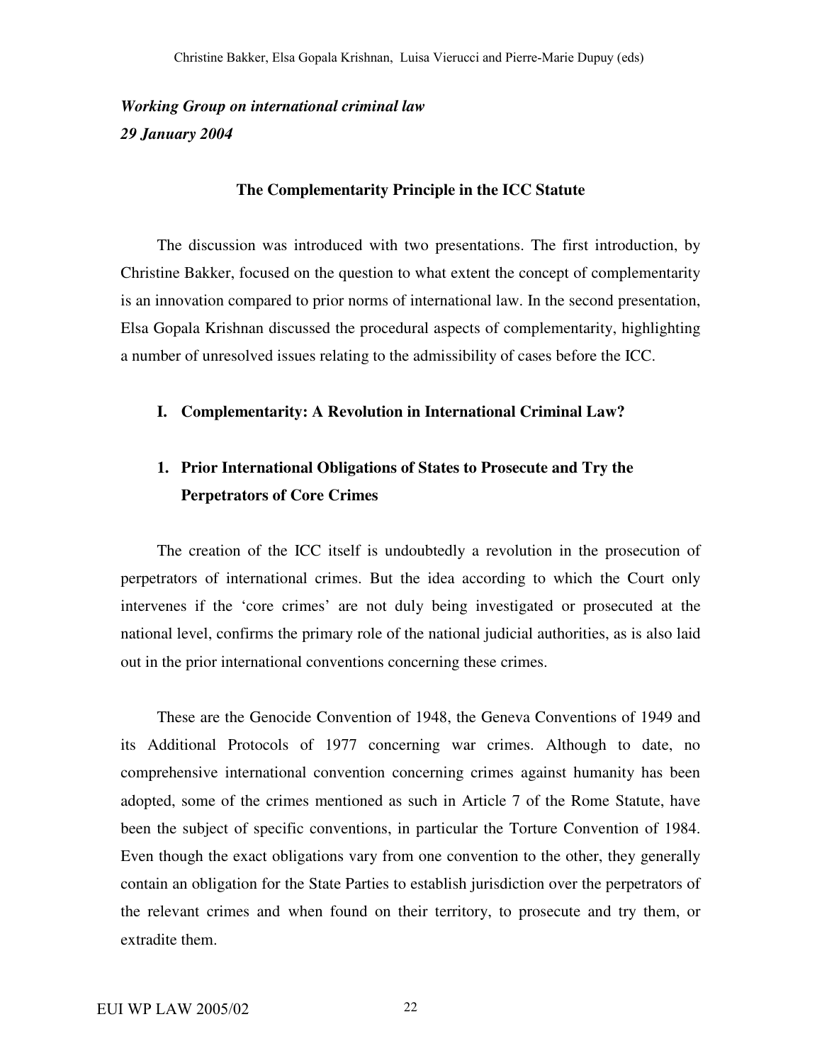*Working Group on international criminal law*
*29 January 2004*

**The Complementarity Principle in the ICC Statute**

The discussion was introduced with two presentations. The first introduction, by Christine Bakker, focused on the question to what extent the concept of complementarity is an innovation compared to prior norms of international law. In the second presentation, Elsa Gopala Krishnan discussed the procedural aspects of complementarity, highlighting a number of unresolved issues relating to the admissibility of cases before the ICC.

## I. Complementarity: A Revolution in International Criminal Law?

### 1. Prior International Obligations of States to Prosecute and Try the Perpetrators of Core Crimes

The creation of the ICC itself is undoubtedly a revolution in the prosecution of perpetrators of international crimes. But the idea according to which the Court only intervenes if the 'core crimes' are not duly being investigated or prosecuted at the national level, confirms the primary role of the national judicial authorities, as is also laid out in the prior international conventions concerning these crimes.

These are the Genocide Convention of 1948, the Geneva Conventions of 1949 and its Additional Protocols of 1977 concerning war crimes. Although to date, no comprehensive international convention concerning crimes against humanity has been adopted, some of the crimes mentioned as such in Article 7 of the Rome Statute, have been the subject of specific conventions, in particular the Torture Convention of 1984. Even though the exact obligations vary from one convention to the other, they generally contain an obligation for the State Parties to establish jurisdiction over the perpetrators of the relevant crimes and when found on their territory, to prosecute and try them, or extradite them.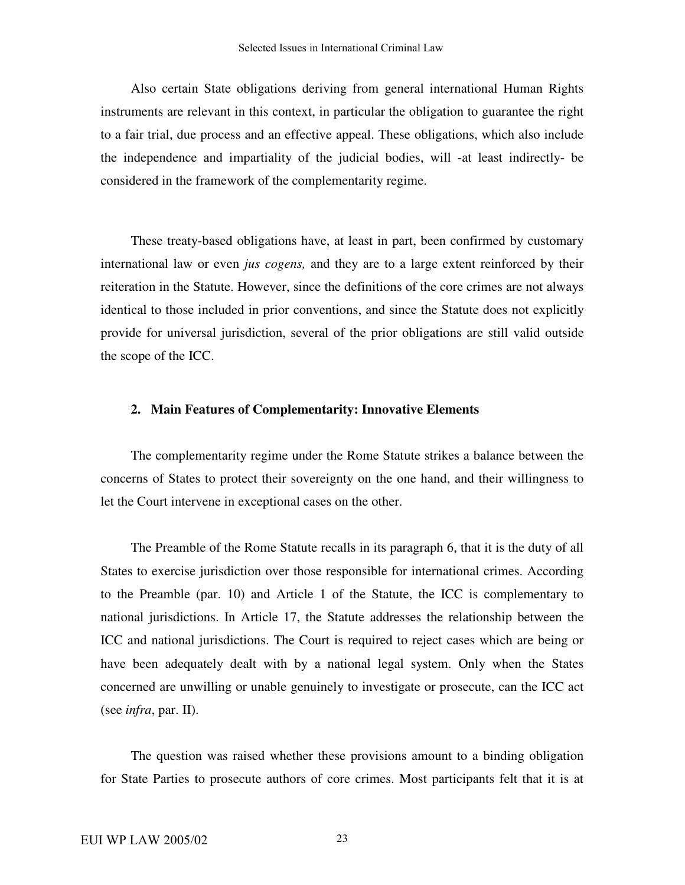Also certain State obligations deriving from general international Human Rights instruments are relevant in this context, in particular the obligation to guarantee the right to a fair trial, due process and an effective appeal. These obligations, which also include the independence and impartiality of the judicial bodies, will -at least indirectly- be considered in the framework of the complementarity regime.

These treaty-based obligations have, at least in part, been confirmed by customary international law or even *jus cogens,* and they are to a large extent reinforced by their reiteration in the Statute. However, since the definitions of the core crimes are not always identical to those included in prior conventions, and since the Statute does not explicitly provide for universal jurisdiction, several of the prior obligations are still valid outside the scope of the ICC.

## 2. Main Features of Complementarity: Innovative Elements

The complementarity regime under the Rome Statute strikes a balance between the concerns of States to protect their sovereignty on the one hand, and their willingness to let the Court intervene in exceptional cases on the other.

The Preamble of the Rome Statute recalls in its paragraph 6, that it is the duty of all States to exercise jurisdiction over those responsible for international crimes. According to the Preamble (par. 10) and Article 1 of the Statute, the ICC is complementary to national jurisdictions. In Article 17, the Statute addresses the relationship between the ICC and national jurisdictions. The Court is required to reject cases which are being or have been adequately dealt with by a national legal system. Only when the States concerned are unwilling or unable genuinely to investigate or prosecute, can the ICC act (see *infra*, par. II).

The question was raised whether these provisions amount to a binding obligation for State Parties to prosecute authors of core crimes. Most participants felt that it is at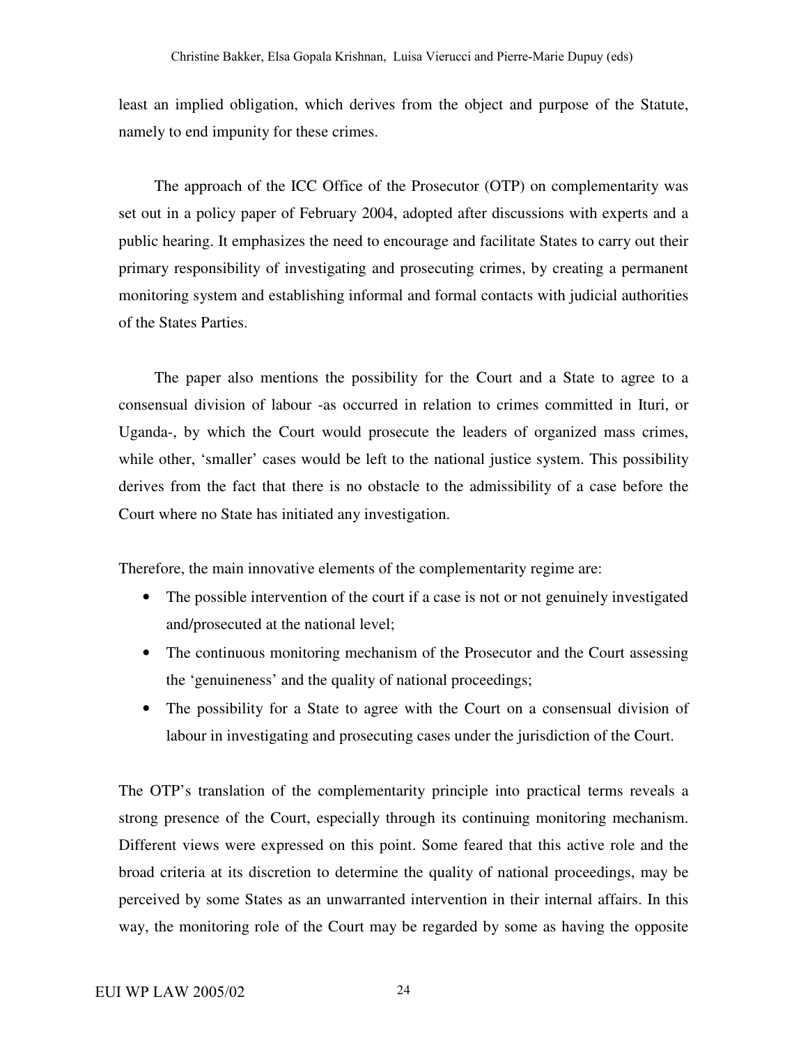least an implied obligation, which derives from the object and purpose of the Statute, namely to end impunity for these crimes.

The approach of the ICC Office of the Prosecutor (OTP) on complementarity was set out in a policy paper of February 2004, adopted after discussions with experts and a public hearing. It emphasizes the need to encourage and facilitate States to carry out their primary responsibility of investigating and prosecuting crimes, by creating a permanent monitoring system and establishing informal and formal contacts with judicial authorities of the States Parties.

The paper also mentions the possibility for the Court and a State to agree to a consensual division of labour -as occurred in relation to crimes committed in Ituri, or Uganda-, by which the Court would prosecute the leaders of organized mass crimes, while other, 'smaller' cases would be left to the national justice system. This possibility derives from the fact that there is no obstacle to the admissibility of a case before the Court where no State has initiated any investigation.

Therefore, the main innovative elements of the complementarity regime are:

- The possible intervention of the court if a case is not or not genuinely investigated and/prosecuted at the national level;
- The continuous monitoring mechanism of the Prosecutor and the Court assessing the 'genuineness' and the quality of national proceedings;
- The possibility for a State to agree with the Court on a consensual division of labour in investigating and prosecuting cases under the jurisdiction of the Court.

The OTP's translation of the complementarity principle into practical terms reveals a strong presence of the Court, especially through its continuing monitoring mechanism. Different views were expressed on this point. Some feared that this active role and the broad criteria at its discretion to determine the quality of national proceedings, may be perceived by some States as an unwarranted intervention in their internal affairs. In this way, the monitoring role of the Court may be regarded by some as having the opposite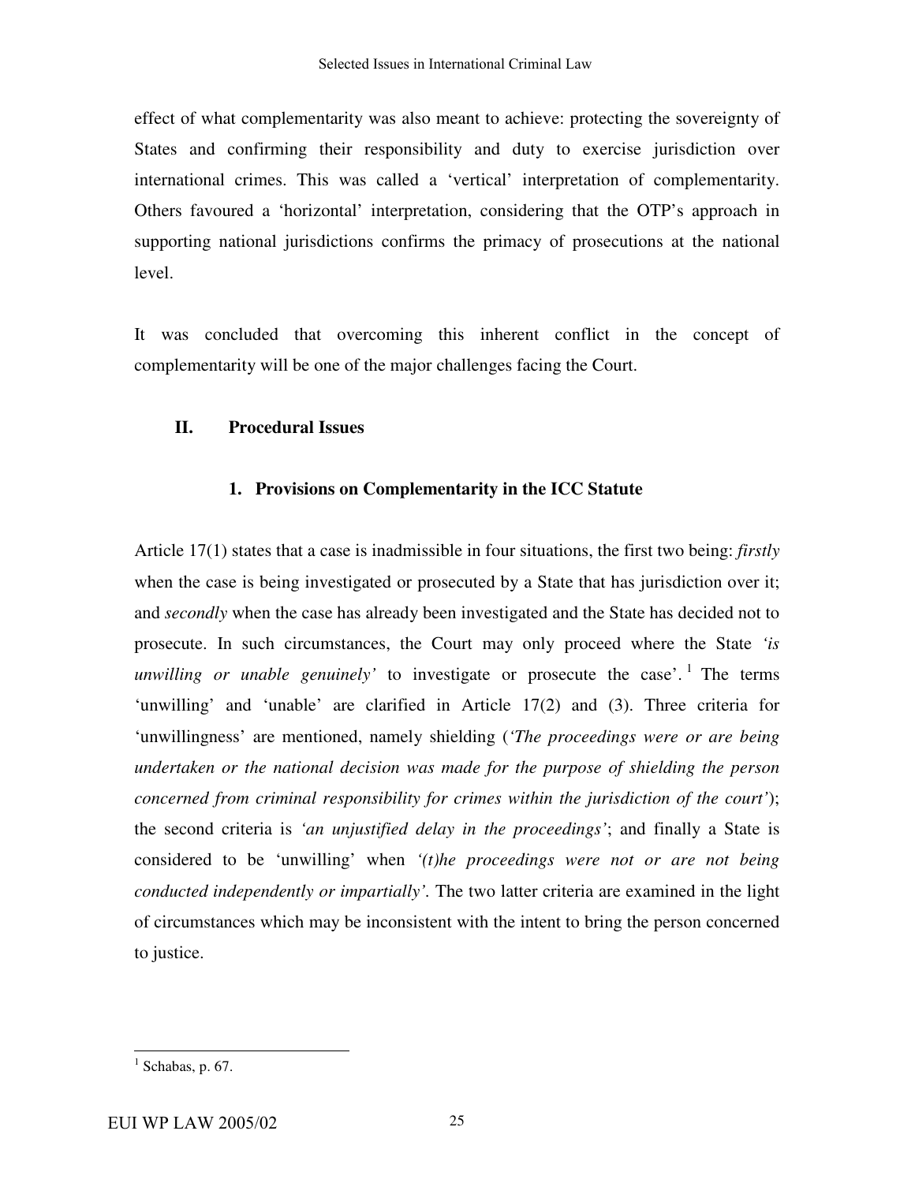effect of what complementarity was also meant to achieve: protecting the sovereignty of States and confirming their responsibility and duty to exercise jurisdiction over international crimes. This was called a 'vertical' interpretation of complementarity. Others favoured a 'horizontal' interpretation, considering that the OTP's approach in supporting national jurisdictions confirms the primacy of prosecutions at the national level.

It was concluded that overcoming this inherent conflict in the concept of complementarity will be one of the major challenges facing the Court.

## II. Procedural Issues

### 1. Provisions on Complementarity in the ICC Statute

Article 17(1) states that a case is inadmissible in four situations, the first two being: *firstly* when the case is being investigated or prosecuted by a State that has jurisdiction over it; and *secondly* when the case has already been investigated and the State has decided not to prosecute. In such circumstances, the Court may only proceed where the State *'is unwilling or unable genuinely'* to investigate or prosecute the case'.[1] The terms 'unwilling' and 'unable' are clarified in Article 17(2) and (3). Three criteria for 'unwillingness' are mentioned, namely shielding (*'The proceedings were or are being undertaken or the national decision was made for the purpose of shielding the person concerned from criminal responsibility for crimes within the jurisdiction of the court'*); the second criteria is *'an unjustified delay in the proceedings'*; and finally a State is considered to be 'unwilling' when *'(t)he proceedings were not or are not being conducted independently or impartially'*. The two latter criteria are examined in the light of circumstances which may be inconsistent with the intent to bring the person concerned to justice.

---

[1] Schabas, p. 67.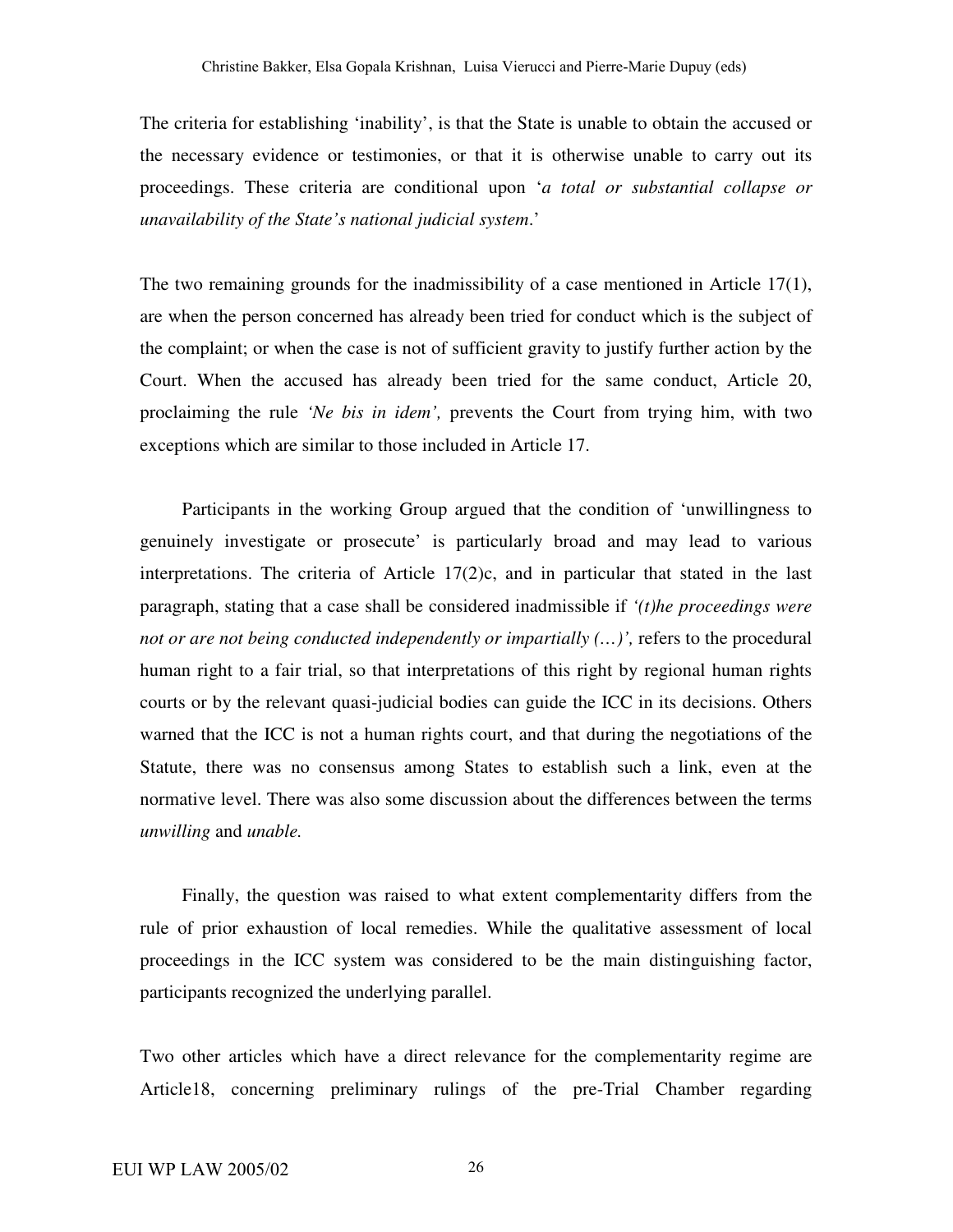The criteria for establishing 'inability', is that the State is unable to obtain the accused or the necessary evidence or testimonies, or that it is otherwise unable to carry out its proceedings. These criteria are conditional upon '*a total or substantial collapse or unavailability of the State's national judicial system*.'

The two remaining grounds for the inadmissibility of a case mentioned in Article 17(1), are when the person concerned has already been tried for conduct which is the subject of the complaint; or when the case is not of sufficient gravity to justify further action by the Court. When the accused has already been tried for the same conduct, Article 20, proclaiming the rule *'Ne bis in idem',* prevents the Court from trying him, with two exceptions which are similar to those included in Article 17.

Participants in the working Group argued that the condition of 'unwillingness to genuinely investigate or prosecute' is particularly broad and may lead to various interpretations. The criteria of Article 17(2)c, and in particular that stated in the last paragraph, stating that a case shall be considered inadmissible if *'(t)he proceedings were not or are not being conducted independently or impartially (…)',* refers to the procedural human right to a fair trial, so that interpretations of this right by regional human rights courts or by the relevant quasi-judicial bodies can guide the ICC in its decisions. Others warned that the ICC is not a human rights court, and that during the negotiations of the Statute, there was no consensus among States to establish such a link, even at the normative level. There was also some discussion about the differences between the terms *unwilling* and *unable.*

Finally, the question was raised to what extent complementarity differs from the rule of prior exhaustion of local remedies. While the qualitative assessment of local proceedings in the ICC system was considered to be the main distinguishing factor, participants recognized the underlying parallel.

Two other articles which have a direct relevance for the complementarity regime are Article18, concerning preliminary rulings of the pre-Trial Chamber regarding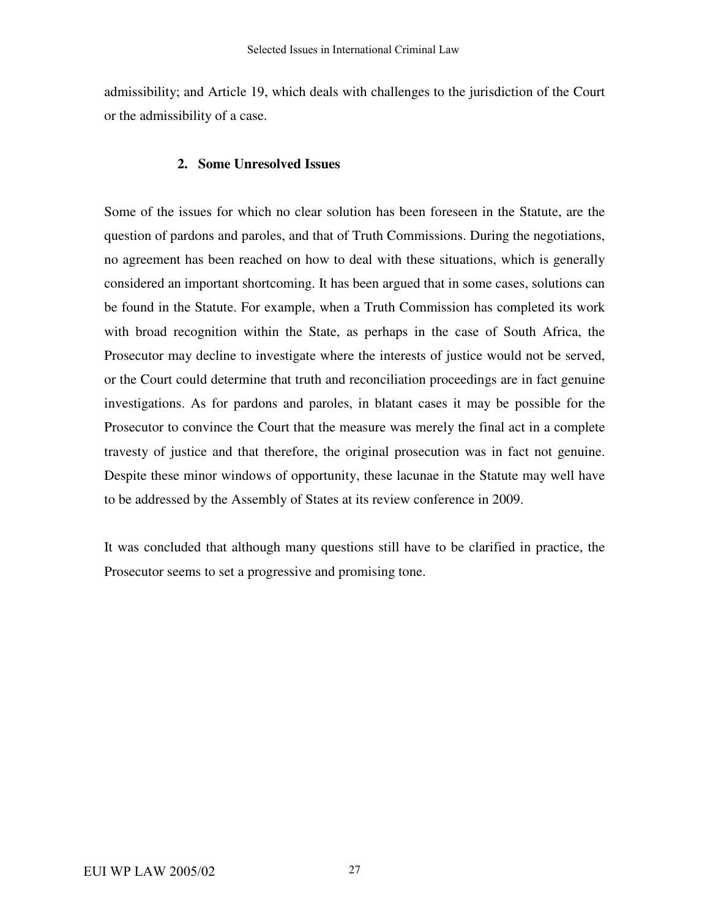admissibility; and Article 19, which deals with challenges to the jurisdiction of the Court or the admissibility of a case.

### 2. Some Unresolved Issues

Some of the issues for which no clear solution has been foreseen in the Statute, are the question of pardons and paroles, and that of Truth Commissions. During the negotiations, no agreement has been reached on how to deal with these situations, which is generally considered an important shortcoming. It has been argued that in some cases, solutions can be found in the Statute. For example, when a Truth Commission has completed its work with broad recognition within the State, as perhaps in the case of South Africa, the Prosecutor may decline to investigate where the interests of justice would not be served, or the Court could determine that truth and reconciliation proceedings are in fact genuine investigations. As for pardons and paroles, in blatant cases it may be possible for the Prosecutor to convince the Court that the measure was merely the final act in a complete travesty of justice and that therefore, the original prosecution was in fact not genuine. Despite these minor windows of opportunity, these lacunae in the Statute may well have to be addressed by the Assembly of States at its review conference in 2009.

It was concluded that although many questions still have to be clarified in practice, the Prosecutor seems to set a progressive and promising tone.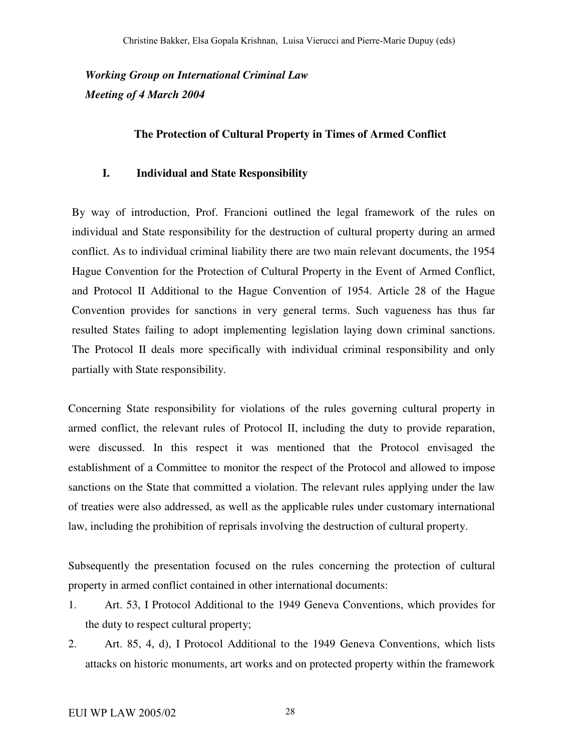*Working Group on International Criminal Law*
*Meeting of 4 March 2004*

### The Protection of Cultural Property in Times of Armed Conflict

#### I. Individual and State Responsibility

By way of introduction, Prof. Francioni outlined the legal framework of the rules on individual and State responsibility for the destruction of cultural property during an armed conflict. As to individual criminal liability there are two main relevant documents, the 1954 Hague Convention for the Protection of Cultural Property in the Event of Armed Conflict, and Protocol II Additional to the Hague Convention of 1954. Article 28 of the Hague Convention provides for sanctions in very general terms. Such vagueness has thus far resulted States failing to adopt implementing legislation laying down criminal sanctions. The Protocol II deals more specifically with individual criminal responsibility and only partially with State responsibility.

Concerning State responsibility for violations of the rules governing cultural property in armed conflict, the relevant rules of Protocol II, including the duty to provide reparation, were discussed. In this respect it was mentioned that the Protocol envisaged the establishment of a Committee to monitor the respect of the Protocol and allowed to impose sanctions on the State that committed a violation. The relevant rules applying under the law of treaties were also addressed, as well as the applicable rules under customary international law, including the prohibition of reprisals involving the destruction of cultural property.

Subsequently the presentation focused on the rules concerning the protection of cultural property in armed conflict contained in other international documents:

1. Art. 53, I Protocol Additional to the 1949 Geneva Conventions, which provides for the duty to respect cultural property;
2. Art. 85, 4, d), I Protocol Additional to the 1949 Geneva Conventions, which lists attacks on historic monuments, art works and on protected property within the framework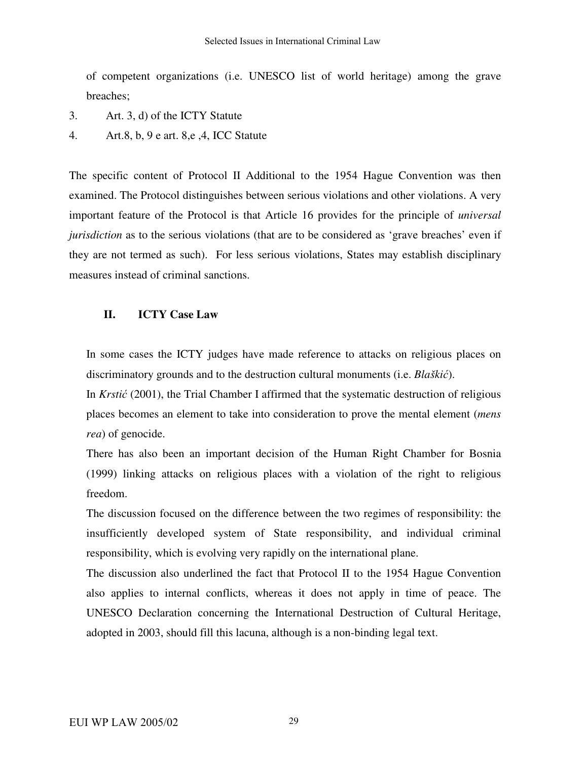of competent organizations (i.e. UNESCO list of world heritage) among the grave breaches;

3. Art. 3, d) of the ICTY Statute
4. Art.8, b, 9 e art. 8,e ,4, ICC Statute

The specific content of Protocol II Additional to the 1954 Hague Convention was then examined. The Protocol distinguishes between serious violations and other violations. A very important feature of the Protocol is that Article 16 provides for the principle of *universal jurisdiction* as to the serious violations (that are to be considered as 'grave breaches' even if they are not termed as such). For less serious violations, States may establish disciplinary measures instead of criminal sanctions.

## II. ICTY Case Law

In some cases the ICTY judges have made reference to attacks on religious places on discriminatory grounds and to the destruction cultural monuments (i.e. *Blaškić*).

In *Krstić* (2001), the Trial Chamber I affirmed that the systematic destruction of religious places becomes an element to take into consideration to prove the mental element (*mens rea*) of genocide.

There has also been an important decision of the Human Right Chamber for Bosnia (1999) linking attacks on religious places with a violation of the right to religious freedom.

The discussion focused on the difference between the two regimes of responsibility: the insufficiently developed system of State responsibility, and individual criminal responsibility, which is evolving very rapidly on the international plane.

The discussion also underlined the fact that Protocol II to the 1954 Hague Convention also applies to internal conflicts, whereas it does not apply in time of peace. The UNESCO Declaration concerning the International Destruction of Cultural Heritage, adopted in 2003, should fill this lacuna, although is a non-binding legal text.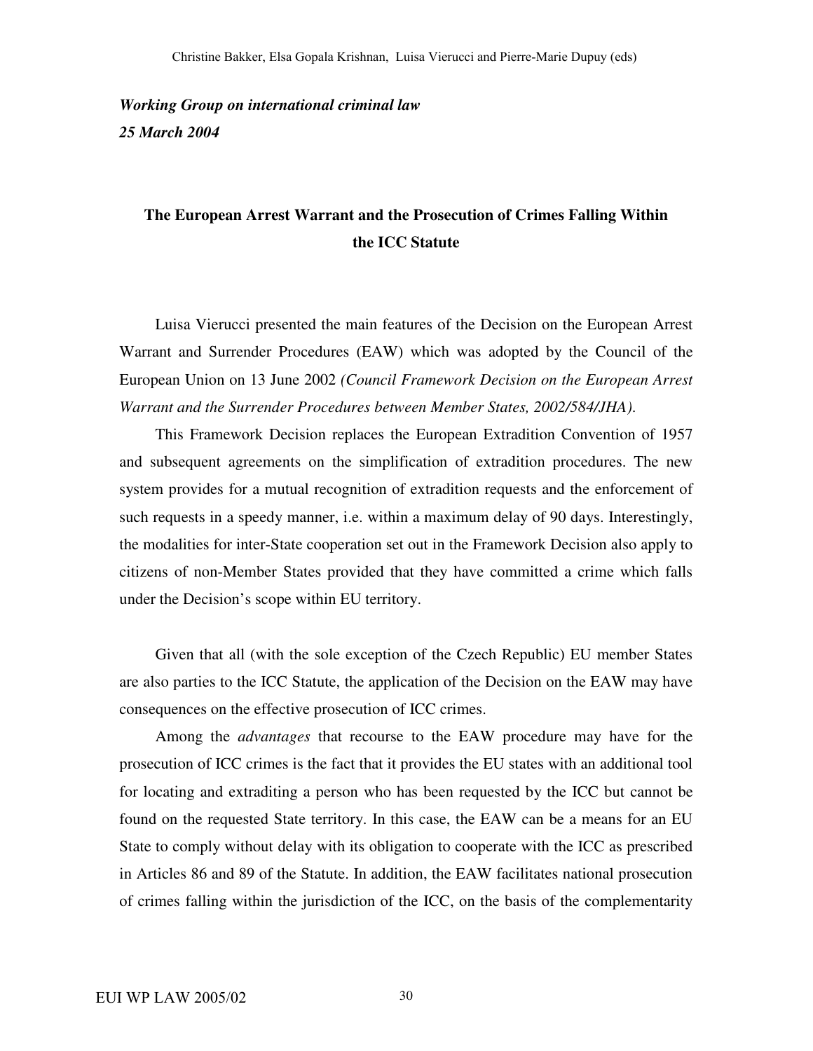***Working Group on international criminal law***
***25 March 2004***

## The European Arrest Warrant and the Prosecution of Crimes Falling Within the ICC Statute

Luisa Vierucci presented the main features of the Decision on the European Arrest Warrant and Surrender Procedures (EAW) which was adopted by the Council of the European Union on 13 June 2002 *(Council Framework Decision on the European Arrest Warrant and the Surrender Procedures between Member States, 2002/584/JHA).*

This Framework Decision replaces the European Extradition Convention of 1957 and subsequent agreements on the simplification of extradition procedures. The new system provides for a mutual recognition of extradition requests and the enforcement of such requests in a speedy manner, i.e. within a maximum delay of 90 days. Interestingly, the modalities for inter-State cooperation set out in the Framework Decision also apply to citizens of non-Member States provided that they have committed a crime which falls under the Decision's scope within EU territory.

Given that all (with the sole exception of the Czech Republic) EU member States are also parties to the ICC Statute, the application of the Decision on the EAW may have consequences on the effective prosecution of ICC crimes.

Among the *advantages* that recourse to the EAW procedure may have for the prosecution of ICC crimes is the fact that it provides the EU states with an additional tool for locating and extraditing a person who has been requested by the ICC but cannot be found on the requested State territory. In this case, the EAW can be a means for an EU State to comply without delay with its obligation to cooperate with the ICC as prescribed in Articles 86 and 89 of the Statute. In addition, the EAW facilitates national prosecution of crimes falling within the jurisdiction of the ICC, on the basis of the complementarity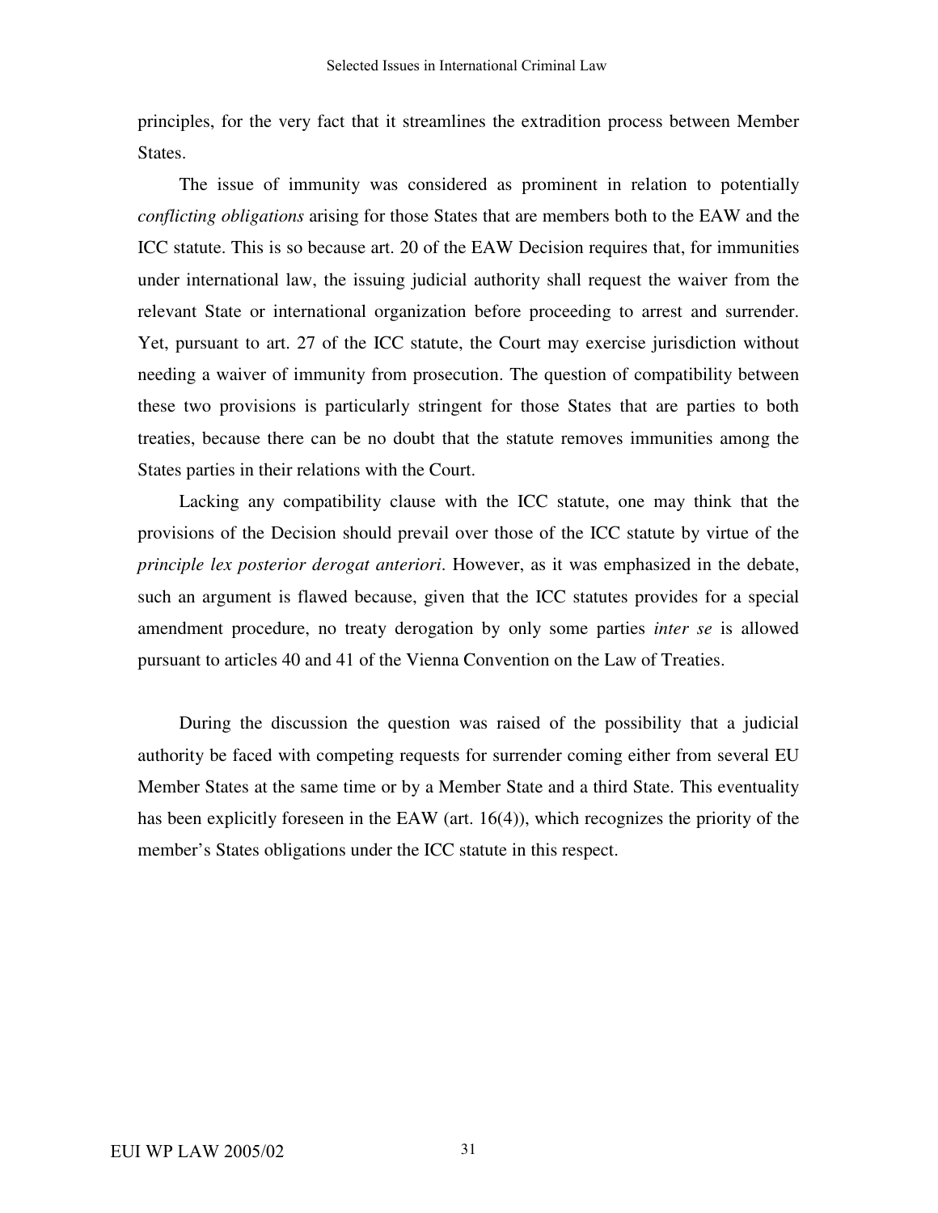principles, for the very fact that it streamlines the extradition process between Member States.

The issue of immunity was considered as prominent in relation to potentially *conflicting obligations* arising for those States that are members both to the EAW and the ICC statute. This is so because art. 20 of the EAW Decision requires that, for immunities under international law, the issuing judicial authority shall request the waiver from the relevant State or international organization before proceeding to arrest and surrender. Yet, pursuant to art. 27 of the ICC statute, the Court may exercise jurisdiction without needing a waiver of immunity from prosecution. The question of compatibility between these two provisions is particularly stringent for those States that are parties to both treaties, because there can be no doubt that the statute removes immunities among the States parties in their relations with the Court.

Lacking any compatibility clause with the ICC statute, one may think that the provisions of the Decision should prevail over those of the ICC statute by virtue of the *principle lex posterior derogat anteriori*. However, as it was emphasized in the debate, such an argument is flawed because, given that the ICC statutes provides for a special amendment procedure, no treaty derogation by only some parties *inter se* is allowed pursuant to articles 40 and 41 of the Vienna Convention on the Law of Treaties.

During the discussion the question was raised of the possibility that a judicial authority be faced with competing requests for surrender coming either from several EU Member States at the same time or by a Member State and a third State. This eventuality has been explicitly foreseen in the EAW (art. 16(4)), which recognizes the priority of the member's States obligations under the ICC statute in this respect.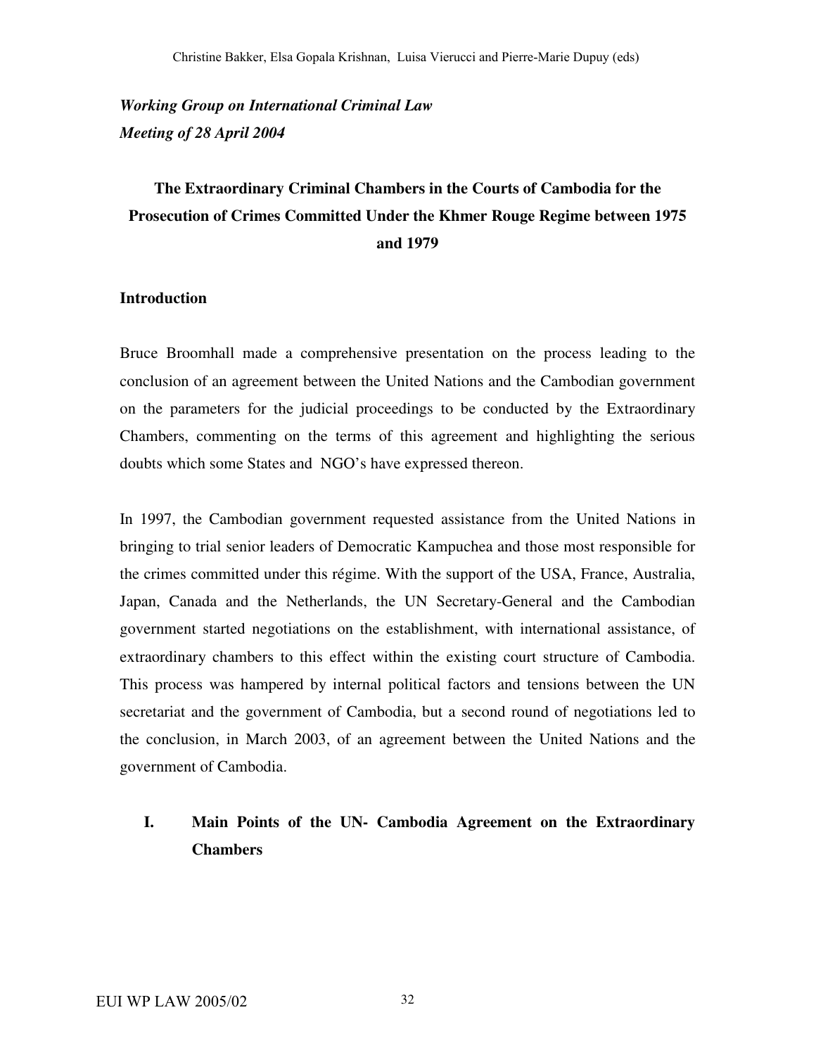*Working Group on International Criminal Law*
*Meeting of 28 April 2004*

## The Extraordinary Criminal Chambers in the Courts of Cambodia for the Prosecution of Crimes Committed Under the Khmer Rouge Regime between 1975 and 1979

### Introduction

Bruce Broomhall made a comprehensive presentation on the process leading to the conclusion of an agreement between the United Nations and the Cambodian government on the parameters for the judicial proceedings to be conducted by the Extraordinary Chambers, commenting on the terms of this agreement and highlighting the serious doubts which some States and NGO's have expressed thereon.

In 1997, the Cambodian government requested assistance from the United Nations in bringing to trial senior leaders of Democratic Kampuchea and those most responsible for the crimes committed under this régime. With the support of the USA, France, Australia, Japan, Canada and the Netherlands, the UN Secretary-General and the Cambodian government started negotiations on the establishment, with international assistance, of extraordinary chambers to this effect within the existing court structure of Cambodia. This process was hampered by internal political factors and tensions between the UN secretariat and the government of Cambodia, but a second round of negotiations led to the conclusion, in March 2003, of an agreement between the United Nations and the government of Cambodia.

### I. Main Points of the UN- Cambodia Agreement on the Extraordinary Chambers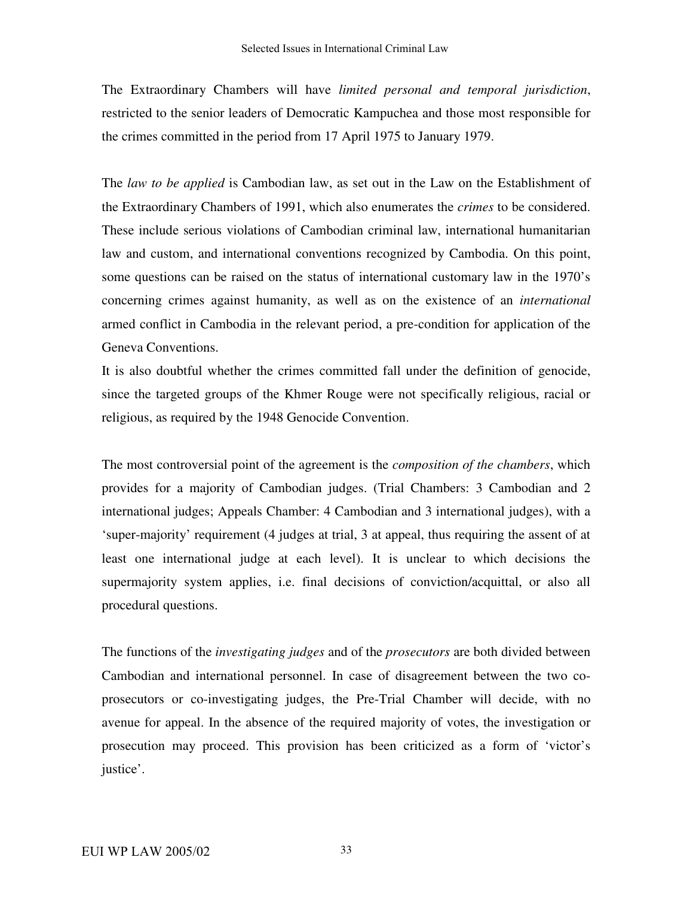The Extraordinary Chambers will have *limited personal and temporal jurisdiction*, restricted to the senior leaders of Democratic Kampuchea and those most responsible for the crimes committed in the period from 17 April 1975 to January 1979.

The *law to be applied* is Cambodian law, as set out in the Law on the Establishment of the Extraordinary Chambers of 1991, which also enumerates the *crimes* to be considered. These include serious violations of Cambodian criminal law, international humanitarian law and custom, and international conventions recognized by Cambodia. On this point, some questions can be raised on the status of international customary law in the 1970's concerning crimes against humanity, as well as on the existence of an *international* armed conflict in Cambodia in the relevant period, a pre-condition for application of the Geneva Conventions.
It is also doubtful whether the crimes committed fall under the definition of genocide, since the targeted groups of the Khmer Rouge were not specifically religious, racial or religious, as required by the 1948 Genocide Convention.

The most controversial point of the agreement is the *composition of the chambers*, which provides for a majority of Cambodian judges. (Trial Chambers: 3 Cambodian and 2 international judges; Appeals Chamber: 4 Cambodian and 3 international judges), with a 'super-majority' requirement (4 judges at trial, 3 at appeal, thus requiring the assent of at least one international judge at each level). It is unclear to which decisions the supermajority system applies, i.e. final decisions of conviction/acquittal, or also all procedural questions.

The functions of the *investigating judges* and of the *prosecutors* are both divided between Cambodian and international personnel. In case of disagreement between the two co-prosecutors or co-investigating judges, the Pre-Trial Chamber will decide, with no avenue for appeal. In the absence of the required majority of votes, the investigation or prosecution may proceed. This provision has been criticized as a form of 'victor's justice'.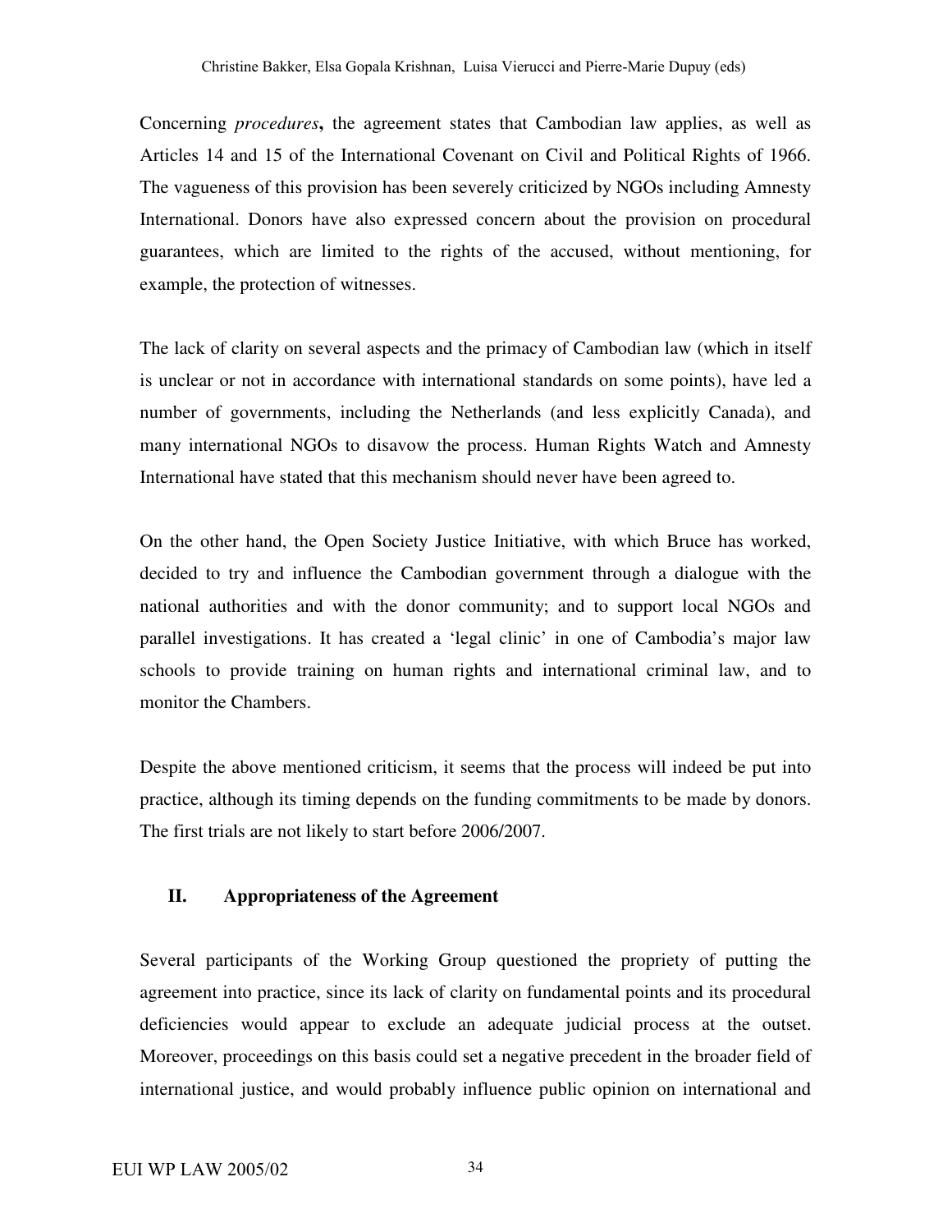Concerning *procedures***,** the agreement states that Cambodian law applies, as well as Articles 14 and 15 of the International Covenant on Civil and Political Rights of 1966. The vagueness of this provision has been severely criticized by NGOs including Amnesty International. Donors have also expressed concern about the provision on procedural guarantees, which are limited to the rights of the accused, without mentioning, for example, the protection of witnesses.

The lack of clarity on several aspects and the primacy of Cambodian law (which in itself is unclear or not in accordance with international standards on some points), have led a number of governments, including the Netherlands (and less explicitly Canada), and many international NGOs to disavow the process. Human Rights Watch and Amnesty International have stated that this mechanism should never have been agreed to.

On the other hand, the Open Society Justice Initiative, with which Bruce has worked, decided to try and influence the Cambodian government through a dialogue with the national authorities and with the donor community; and to support local NGOs and parallel investigations. It has created a 'legal clinic' in one of Cambodia's major law schools to provide training on human rights and international criminal law, and to monitor the Chambers.

Despite the above mentioned criticism, it seems that the process will indeed be put into practice, although its timing depends on the funding commitments to be made by donors. The first trials are not likely to start before 2006/2007.

## II. Appropriateness of the Agreement

Several participants of the Working Group questioned the propriety of putting the agreement into practice, since its lack of clarity on fundamental points and its procedural deficiencies would appear to exclude an adequate judicial process at the outset. Moreover, proceedings on this basis could set a negative precedent in the broader field of international justice, and would probably influence public opinion on international and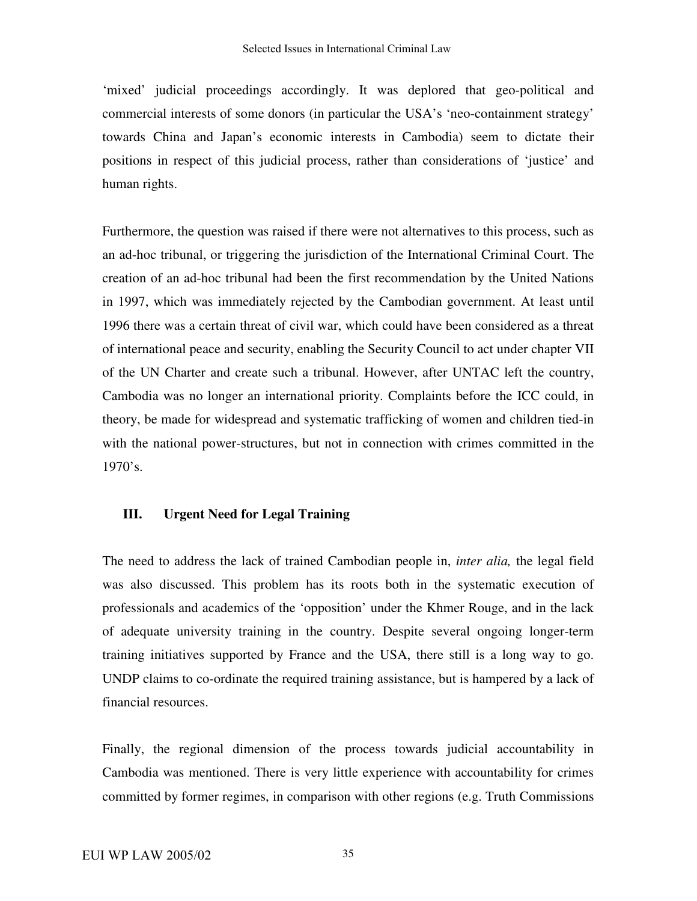'mixed' judicial proceedings accordingly. It was deplored that geo-political and commercial interests of some donors (in particular the USA's 'neo-containment strategy' towards China and Japan's economic interests in Cambodia) seem to dictate their positions in respect of this judicial process, rather than considerations of 'justice' and human rights.

Furthermore, the question was raised if there were not alternatives to this process, such as an ad-hoc tribunal, or triggering the jurisdiction of the International Criminal Court. The creation of an ad-hoc tribunal had been the first recommendation by the United Nations in 1997, which was immediately rejected by the Cambodian government. At least until 1996 there was a certain threat of civil war, which could have been considered as a threat of international peace and security, enabling the Security Council to act under chapter VII of the UN Charter and create such a tribunal. However, after UNTAC left the country, Cambodia was no longer an international priority. Complaints before the ICC could, in theory, be made for widespread and systematic trafficking of women and children tied-in with the national power-structures, but not in connection with crimes committed in the 1970's.

### III. Urgent Need for Legal Training

The need to address the lack of trained Cambodian people in, *inter alia,* the legal field was also discussed. This problem has its roots both in the systematic execution of professionals and academics of the 'opposition' under the Khmer Rouge, and in the lack of adequate university training in the country. Despite several ongoing longer-term training initiatives supported by France and the USA, there still is a long way to go. UNDP claims to co-ordinate the required training assistance, but is hampered by a lack of financial resources.

Finally, the regional dimension of the process towards judicial accountability in Cambodia was mentioned. There is very little experience with accountability for crimes committed by former regimes, in comparison with other regions (e.g. Truth Commissions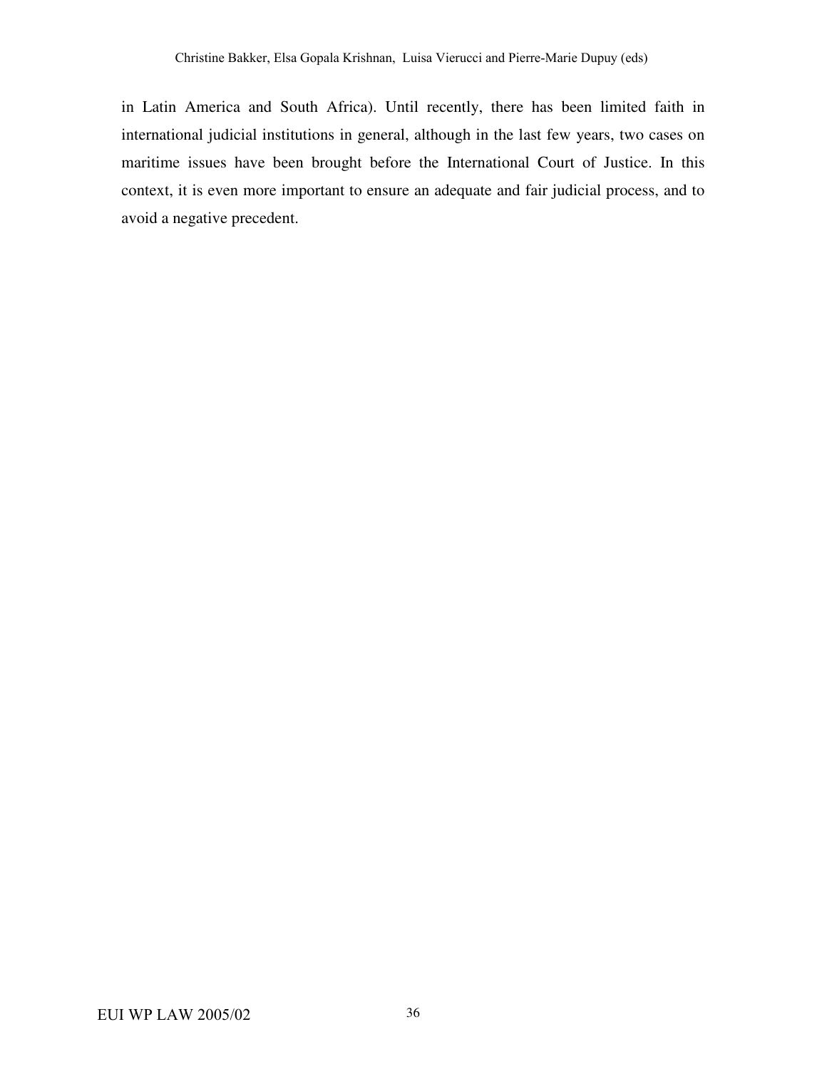in Latin America and South Africa). Until recently, there has been limited faith in international judicial institutions in general, although in the last few years, two cases on maritime issues have been brought before the International Court of Justice. In this context, it is even more important to ensure an adequate and fair judicial process, and to avoid a negative precedent.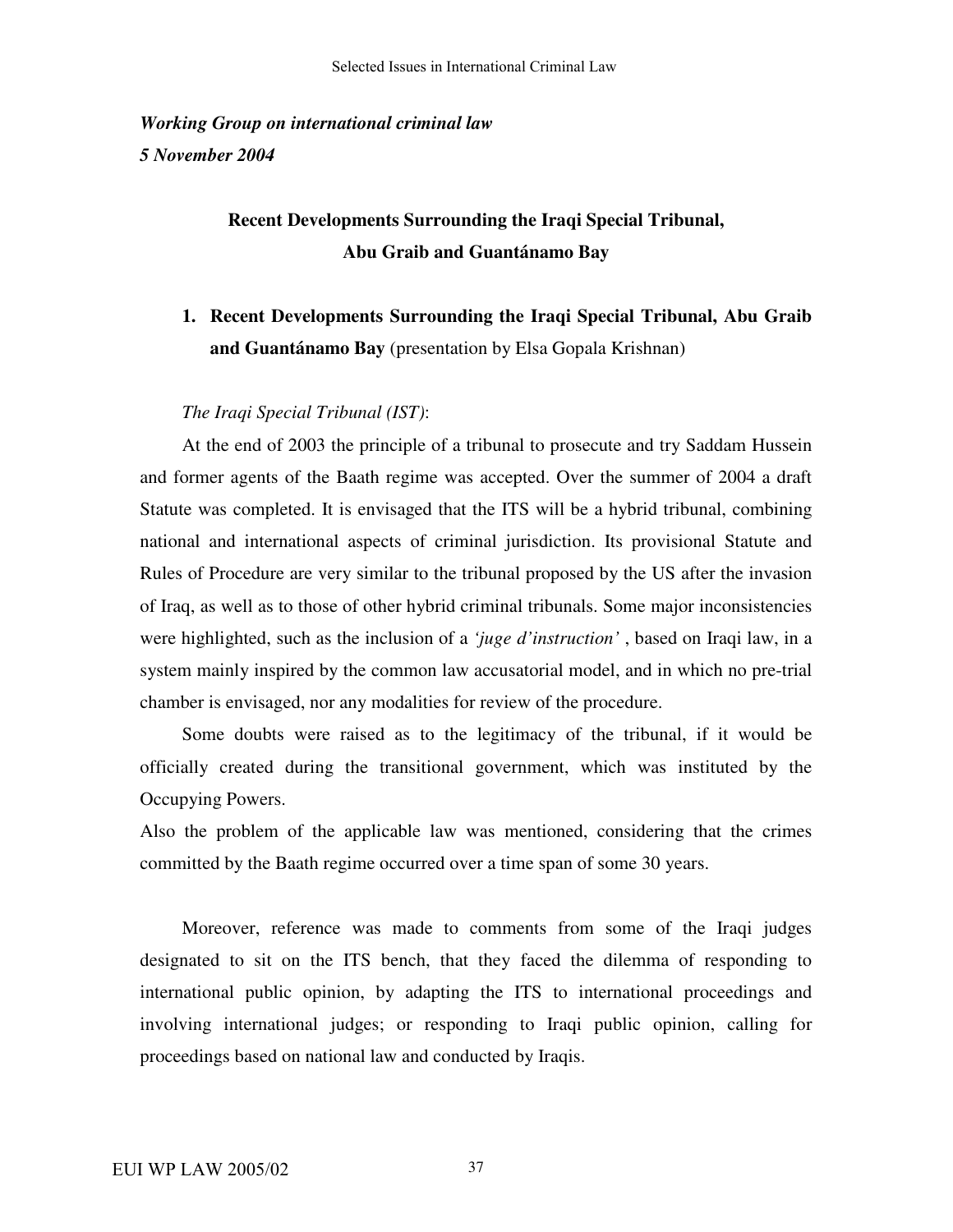*Working Group on international criminal law*
*5 November 2004*

## Recent Developments Surrounding the Iraqi Special Tribunal, Abu Graib and Guantánamo Bay

### 1. Recent Developments Surrounding the Iraqi Special Tribunal, Abu Graib and Guantánamo Bay (presentation by Elsa Gopala Krishnan)

*The Iraqi Special Tribunal (IST)*:

At the end of 2003 the principle of a tribunal to prosecute and try Saddam Hussein and former agents of the Baath regime was accepted. Over the summer of 2004 a draft Statute was completed. It is envisaged that the ITS will be a hybrid tribunal, combining national and international aspects of criminal jurisdiction. Its provisional Statute and Rules of Procedure are very similar to the tribunal proposed by the US after the invasion of Iraq, as well as to those of other hybrid criminal tribunals. Some major inconsistencies were highlighted, such as the inclusion of a *'juge d'instruction'* , based on Iraqi law, in a system mainly inspired by the common law accusatorial model, and in which no pre-trial chamber is envisaged, nor any modalities for review of the procedure.

Some doubts were raised as to the legitimacy of the tribunal, if it would be officially created during the transitional government, which was instituted by the Occupying Powers.

Also the problem of the applicable law was mentioned, considering that the crimes committed by the Baath regime occurred over a time span of some 30 years.

Moreover, reference was made to comments from some of the Iraqi judges designated to sit on the ITS bench, that they faced the dilemma of responding to international public opinion, by adapting the ITS to international proceedings and involving international judges; or responding to Iraqi public opinion, calling for proceedings based on national law and conducted by Iraqis.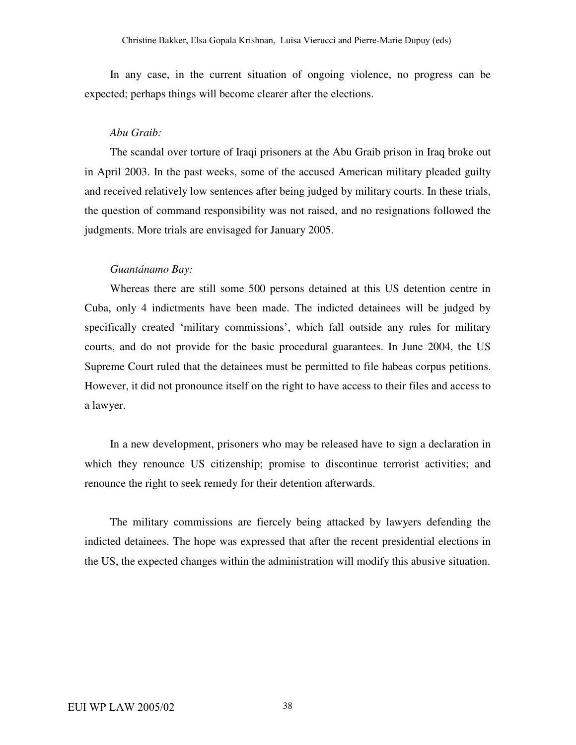In any case, in the current situation of ongoing violence, no progress can be expected; perhaps things will become clearer after the elections.

*Abu Graib:*

The scandal over torture of Iraqi prisoners at the Abu Graib prison in Iraq broke out in April 2003. In the past weeks, some of the accused American military pleaded guilty and received relatively low sentences after being judged by military courts. In these trials, the question of command responsibility was not raised, and no resignations followed the judgments. More trials are envisaged for January 2005.

*Guantánamo Bay:*

Whereas there are still some 500 persons detained at this US detention centre in Cuba, only 4 indictments have been made. The indicted detainees will be judged by specifically created 'military commissions', which fall outside any rules for military courts, and do not provide for the basic procedural guarantees. In June 2004, the US Supreme Court ruled that the detainees must be permitted to file habeas corpus petitions. However, it did not pronounce itself on the right to have access to their files and access to a lawyer.

In a new development, prisoners who may be released have to sign a declaration in which they renounce US citizenship; promise to discontinue terrorist activities; and renounce the right to seek remedy for their detention afterwards.

The military commissions are fiercely being attacked by lawyers defending the indicted detainees. The hope was expressed that after the recent presidential elections in the US, the expected changes within the administration will modify this abusive situation.